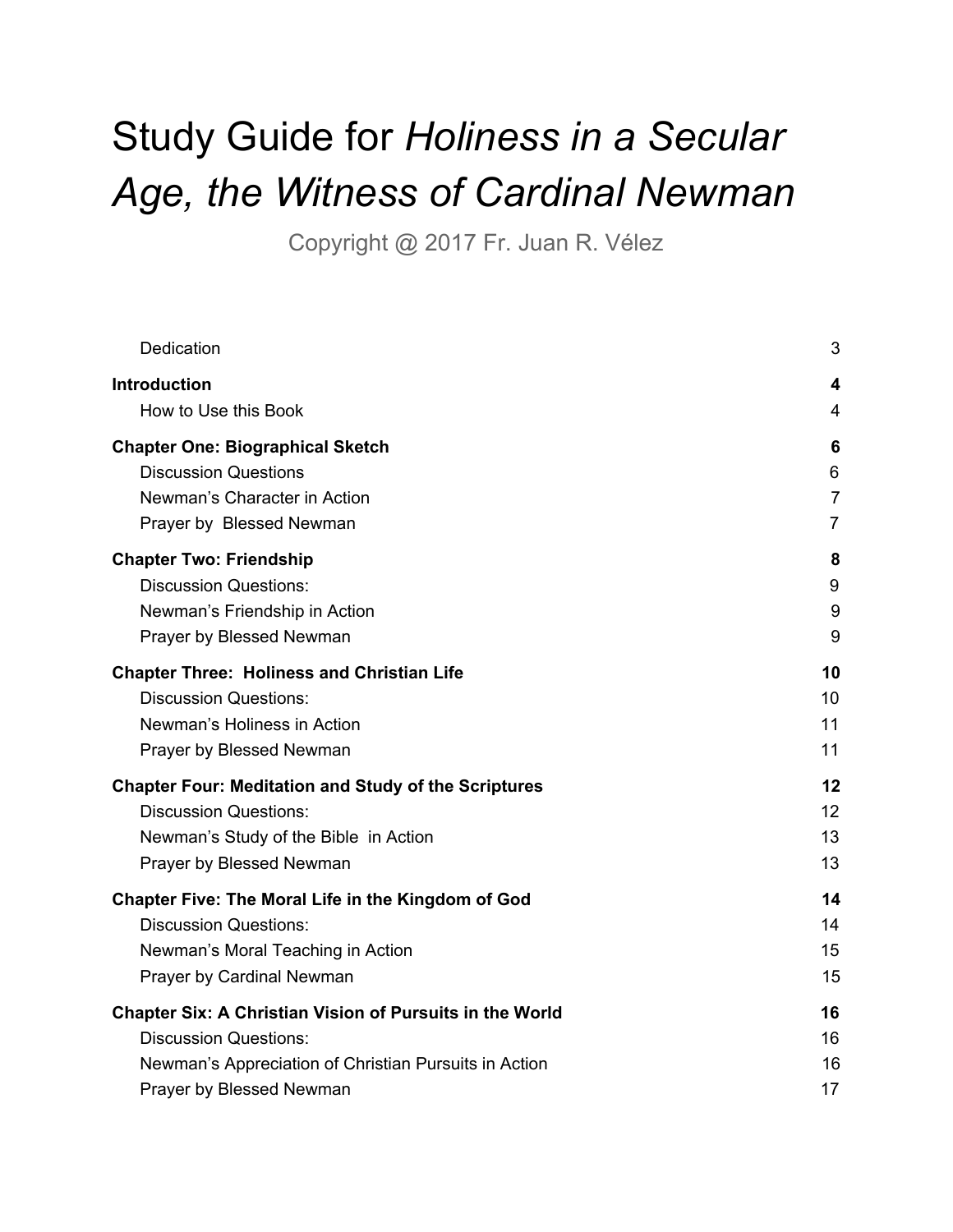# Study Guide for *Holiness in a Secular Age, the Witness of Cardinal Newman*

Copyright @ 2017 Fr. Juan R. Vélez

| | |
|---|---|
| Dedication | 3 |
| **Introduction** | **4** |
| How to Use this Book | 4 |
| **Chapter One: Biographical Sketch** | **6** |
| Discussion Questions | 6 |
| Newman's Character in Action | 7 |
| Prayer by Blessed Newman | 7 |
| **Chapter Two: Friendship** | **8** |
| Discussion Questions: | 9 |
| Newman's Friendship in Action | 9 |
| Prayer by Blessed Newman | 9 |
| **Chapter Three: Holiness and Christian Life** | **10** |
| Discussion Questions: | 10 |
| Newman's Holiness in Action | 11 |
| Prayer by Blessed Newman | 11 |
| **Chapter Four: Meditation and Study of the Scriptures** | **12** |
| Discussion Questions: | 12 |
| Newman's Study of the Bible in Action | 13 |
| Prayer by Blessed Newman | 13 |
| **Chapter Five: The Moral Life in the Kingdom of God** | **14** |
| Discussion Questions: | 14 |
| Newman's Moral Teaching in Action | 15 |
| Prayer by Cardinal Newman | 15 |
| **Chapter Six: A Christian Vision of Pursuits in the World** | **16** |
| Discussion Questions: | 16 |
| Newman's Appreciation of Christian Pursuits in Action | 16 |
| Prayer by Blessed Newman | 17 |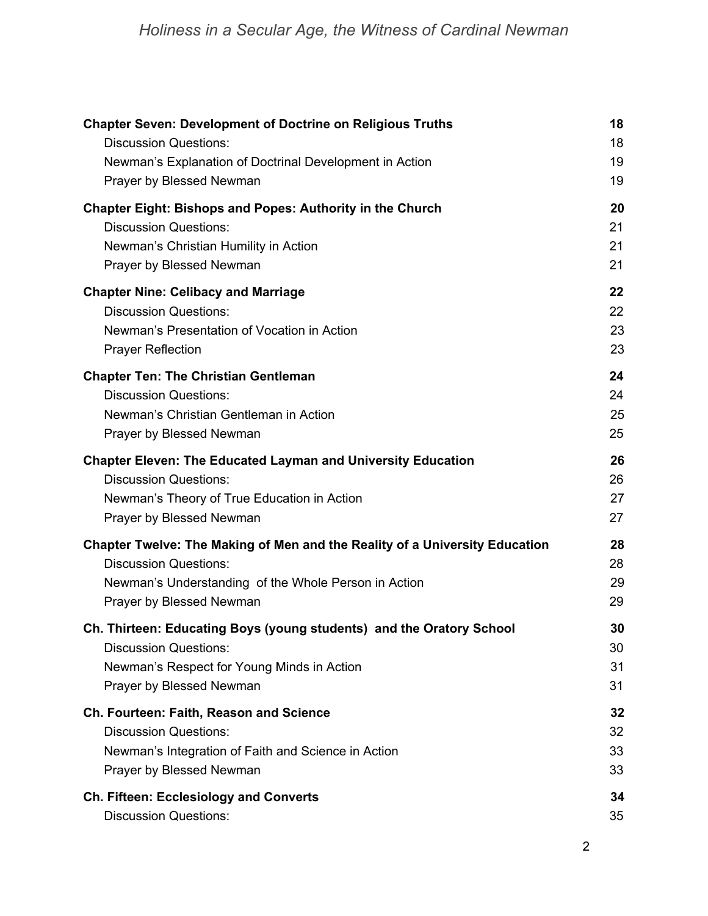| | |
|---|---|
| **Chapter Seven: Development of Doctrine on Religious Truths** | **18** |
| Discussion Questions: | 18 |
| Newman's Explanation of Doctrinal Development in Action | 19 |
| Prayer by Blessed Newman | 19 |
| **Chapter Eight: Bishops and Popes: Authority in the Church** | **20** |
| Discussion Questions: | 21 |
| Newman's Christian Humility in Action | 21 |
| Prayer by Blessed Newman | 21 |
| **Chapter Nine: Celibacy and Marriage** | **22** |
| Discussion Questions: | 22 |
| Newman's Presentation of Vocation in Action | 23 |
| Prayer Reflection | 23 |
| **Chapter Ten: The Christian Gentleman** | **24** |
| Discussion Questions: | 24 |
| Newman's Christian Gentleman in Action | 25 |
| Prayer by Blessed Newman | 25 |
| **Chapter Eleven: The Educated Layman and University Education** | **26** |
| Discussion Questions: | 26 |
| Newman's Theory of True Education in Action | 27 |
| Prayer by Blessed Newman | 27 |
| **Chapter Twelve: The Making of Men and the Reality of a University Education** | **28** |
| Discussion Questions: | 28 |
| Newman's Understanding of the Whole Person in Action | 29 |
| Prayer by Blessed Newman | 29 |
| **Ch. Thirteen: Educating Boys (young students) and the Oratory School** | **30** |
| Discussion Questions: | 30 |
| Newman's Respect for Young Minds in Action | 31 |
| Prayer by Blessed Newman | 31 |
| **Ch. Fourteen: Faith, Reason and Science** | **32** |
| Discussion Questions: | 32 |
| Newman's Integration of Faith and Science in Action | 33 |
| Prayer by Blessed Newman | 33 |
| **Ch. Fifteen: Ecclesiology and Converts** | **34** |
| Discussion Questions: | 35 |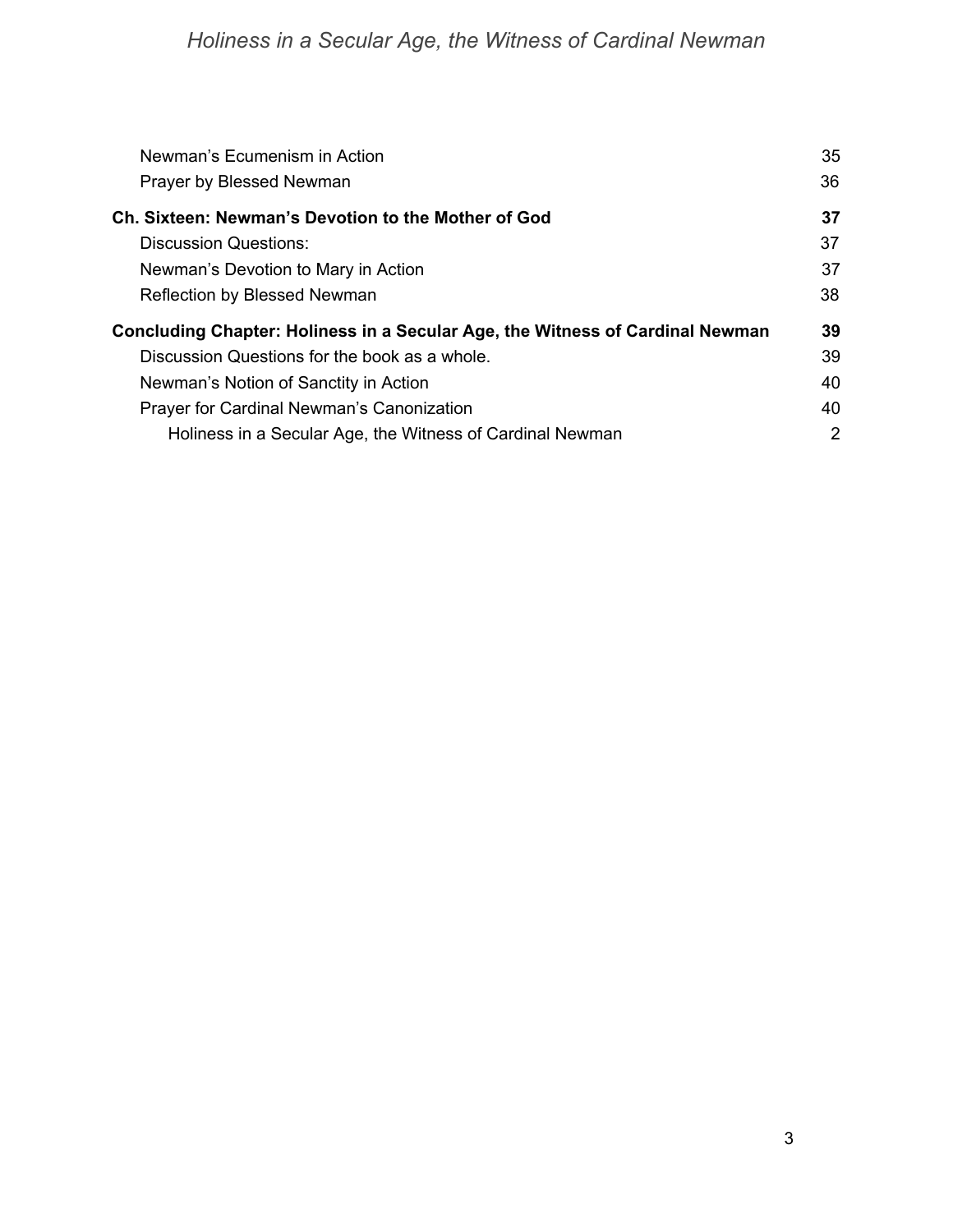| | |
|---|---|
| Newman's Ecumenism in Action | 35 |
| Prayer by Blessed Newman | 36 |
| **Ch. Sixteen: Newman's Devotion to the Mother of God** | **37** |
| Discussion Questions: | 37 |
| Newman's Devotion to Mary in Action | 37 |
| Reflection by Blessed Newman | 38 |
| **Concluding Chapter: Holiness in a Secular Age, the Witness of Cardinal Newman** | **39** |
| Discussion Questions for the book as a whole. | 39 |
| Newman's Notion of Sanctity in Action | 40 |
| Prayer for Cardinal Newman's Canonization | 40 |
| Holiness in a Secular Age, the Witness of Cardinal Newman | 2 |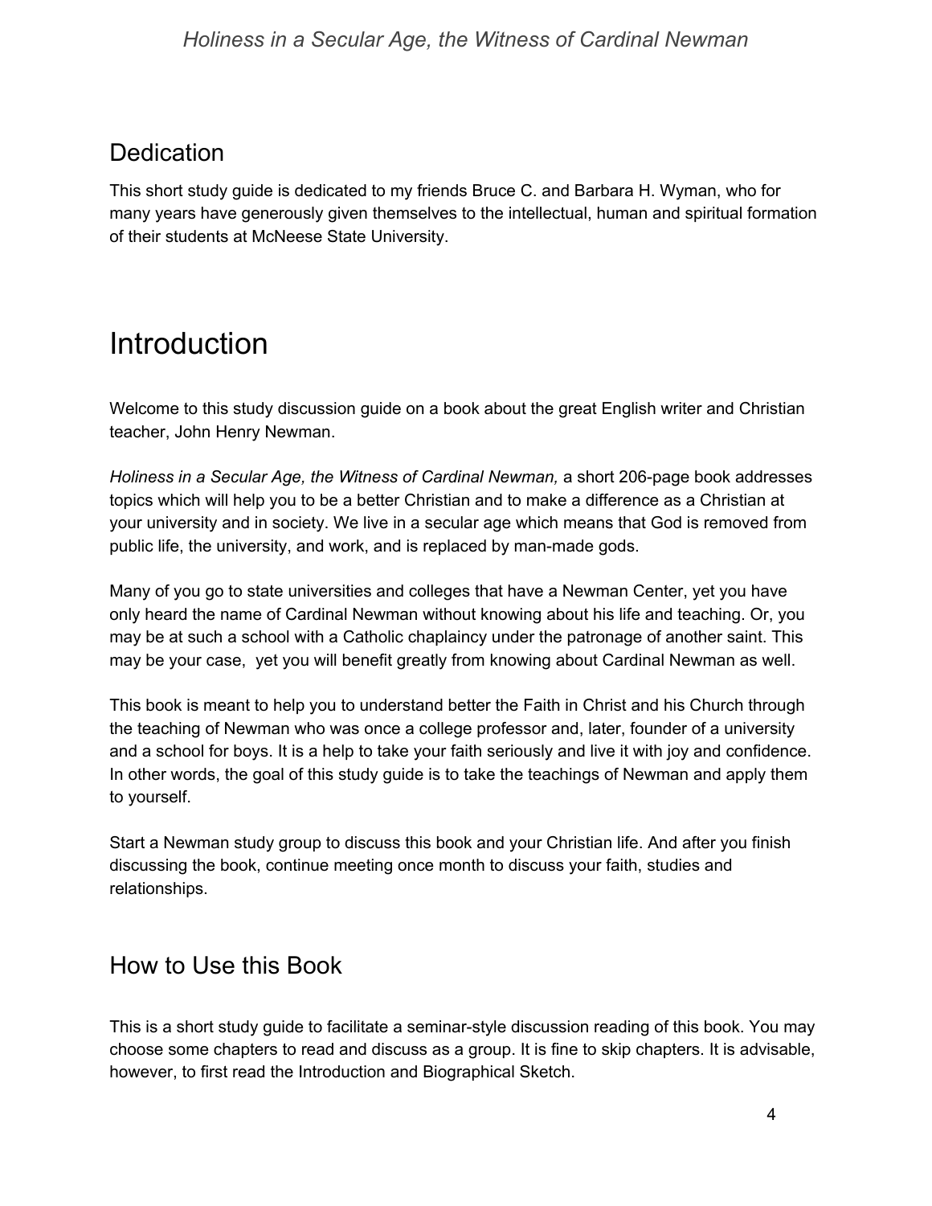## Dedication

This short study guide is dedicated to my friends Bruce C. and Barbara H. Wyman, who for many years have generously given themselves to the intellectual, human and spiritual formation of their students at McNeese State University.

# Introduction

Welcome to this study discussion guide on a book about the great English writer and Christian teacher, John Henry Newman.

*Holiness in a Secular Age, the Witness of Cardinal Newman,* a short 206-page book addresses topics which will help you to be a better Christian and to make a difference as a Christian at your university and in society. We live in a secular age which means that God is removed from public life, the university, and work, and is replaced by man-made gods.

Many of you go to state universities and colleges that have a Newman Center, yet you have only heard the name of Cardinal Newman without knowing about his life and teaching. Or, you may be at such a school with a Catholic chaplaincy under the patronage of another saint. This may be your case,  yet you will benefit greatly from knowing about Cardinal Newman as well.

This book is meant to help you to understand better the Faith in Christ and his Church through the teaching of Newman who was once a college professor and, later, founder of a university and a school for boys. It is a help to take your faith seriously and live it with joy and confidence. In other words, the goal of this study guide is to take the teachings of Newman and apply them to yourself.

Start a Newman study group to discuss this book and your Christian life. And after you finish discussing the book, continue meeting once month to discuss your faith, studies and relationships.

## How to Use this Book

This is a short study guide to facilitate a seminar-style discussion reading of this book. You may choose some chapters to read and discuss as a group. It is fine to skip chapters. It is advisable, however, to first read the Introduction and Biographical Sketch.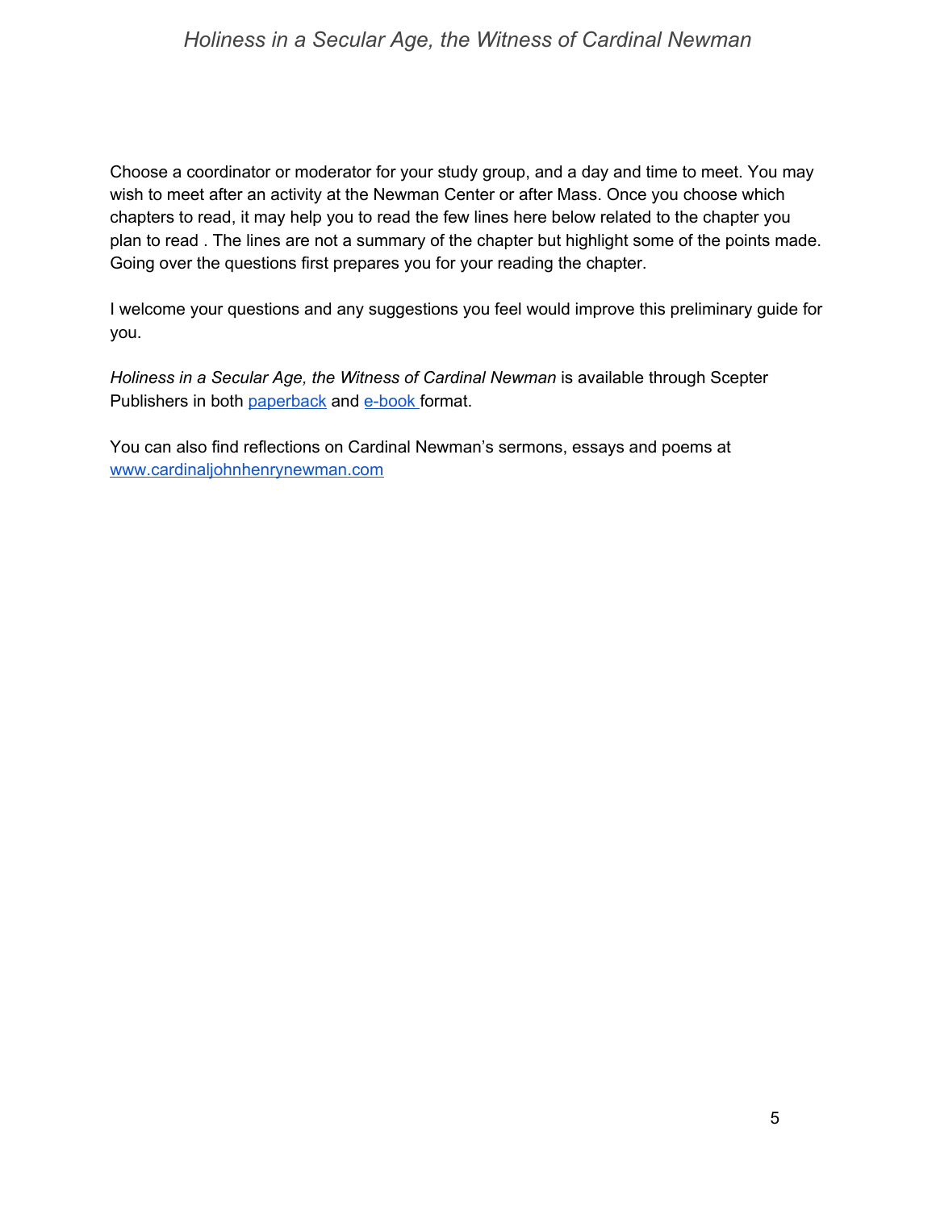Choose a coordinator or moderator for your study group, and a day and time to meet. You may wish to meet after an activity at the Newman Center or after Mass. Once you choose which chapters to read, it may help you to read the few lines here below related to the chapter you plan to read . The lines are not a summary of the chapter but highlight some of the points made. Going over the questions first prepares you for your reading the chapter.

I welcome your questions and any suggestions you feel would improve this preliminary guide for you.

*Holiness in a Secular Age, the Witness of Cardinal Newman* is available through Scepter Publishers in both paperback and e-book format.

You can also find reflections on Cardinal Newman's sermons, essays and poems at www.cardinaljohnhenrynewman.com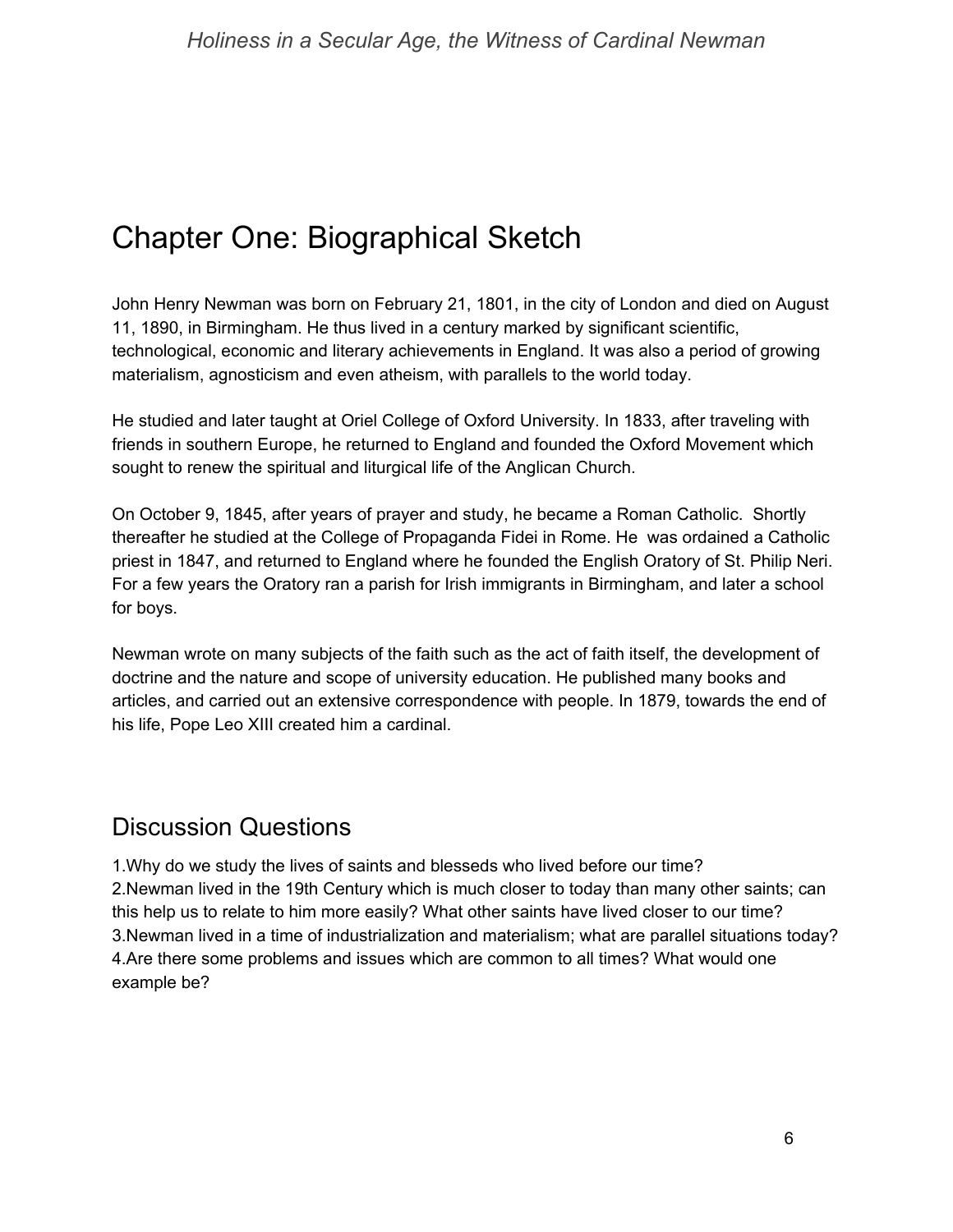# Chapter One: Biographical Sketch

John Henry Newman was born on February 21, 1801, in the city of London and died on August 11, 1890, in Birmingham. He thus lived in a century marked by significant scientific, technological, economic and literary achievements in England. It was also a period of growing materialism, agnosticism and even atheism, with parallels to the world today.

He studied and later taught at Oriel College of Oxford University. In 1833, after traveling with friends in southern Europe, he returned to England and founded the Oxford Movement which sought to renew the spiritual and liturgical life of the Anglican Church.

On October 9, 1845, after years of prayer and study, he became a Roman Catholic. Shortly thereafter he studied at the College of Propaganda Fidei in Rome. He was ordained a Catholic priest in 1847, and returned to England where he founded the English Oratory of St. Philip Neri. For a few years the Oratory ran a parish for Irish immigrants in Birmingham, and later a school for boys.

Newman wrote on many subjects of the faith such as the act of faith itself, the development of doctrine and the nature and scope of university education. He published many books and articles, and carried out an extensive correspondence with people. In 1879, towards the end of his life, Pope Leo XIII created him a cardinal.

## Discussion Questions

1.Why do we study the lives of saints and blesseds who lived before our time?
2.Newman lived in the 19th Century which is much closer to today than many other saints; can this help us to relate to him more easily? What other saints have lived closer to our time?
3.Newman lived in a time of industrialization and materialism; what are parallel situations today?
4.Are there some problems and issues which are common to all times? What would one example be?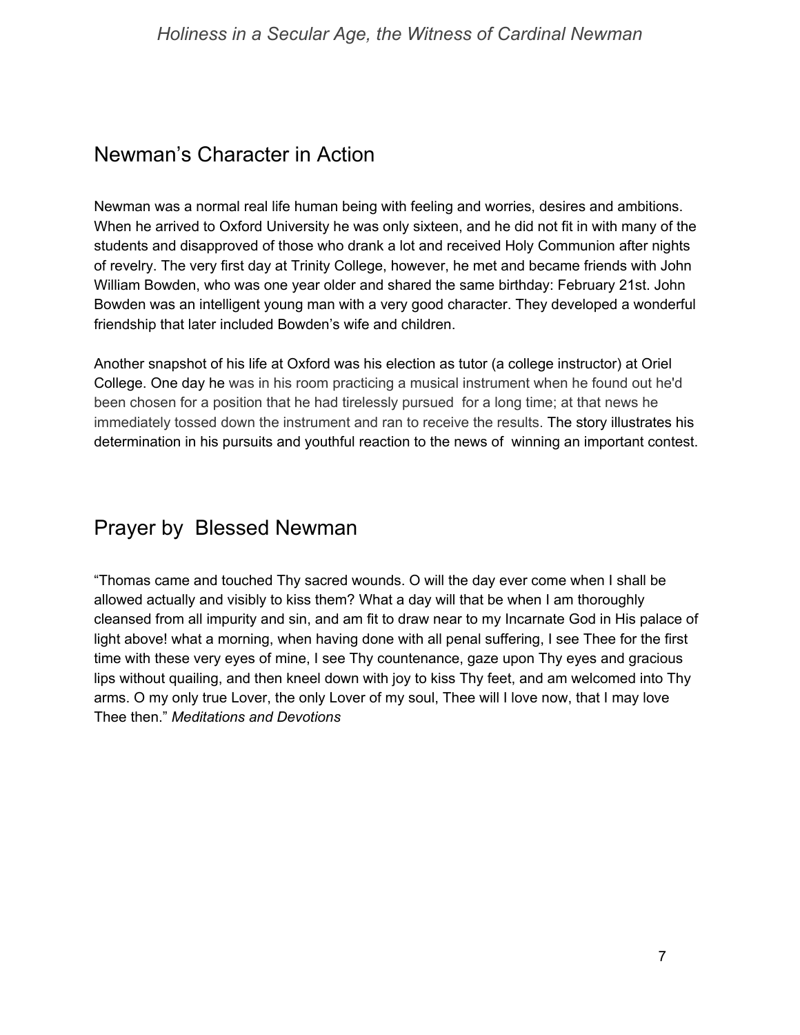## Newman's Character in Action

Newman was a normal real life human being with feeling and worries, desires and ambitions. When he arrived to Oxford University he was only sixteen, and he did not fit in with many of the students and disapproved of those who drank a lot and received Holy Communion after nights of revelry. The very first day at Trinity College, however, he met and became friends with John William Bowden, who was one year older and shared the same birthday: February 21st. John Bowden was an intelligent young man with a very good character. They developed a wonderful friendship that later included Bowden's wife and children.

Another snapshot of his life at Oxford was his election as tutor (a college instructor) at Oriel College. One day he was in his room practicing a musical instrument when he found out he'd been chosen for a position that he had tirelessly pursued for a long time; at that news he immediately tossed down the instrument and ran to receive the results. The story illustrates his determination in his pursuits and youthful reaction to the news of winning an important contest.

## Prayer by Blessed Newman

"Thomas came and touched Thy sacred wounds. O will the day ever come when I shall be allowed actually and visibly to kiss them? What a day will that be when I am thoroughly cleansed from all impurity and sin, and am fit to draw near to my Incarnate God in His palace of light above! what a morning, when having done with all penal suffering, I see Thee for the first time with these very eyes of mine, I see Thy countenance, gaze upon Thy eyes and gracious lips without quailing, and then kneel down with joy to kiss Thy feet, and am welcomed into Thy arms. O my only true Lover, the only Lover of my soul, Thee will I love now, that I may love Thee then." *Meditations and Devotions*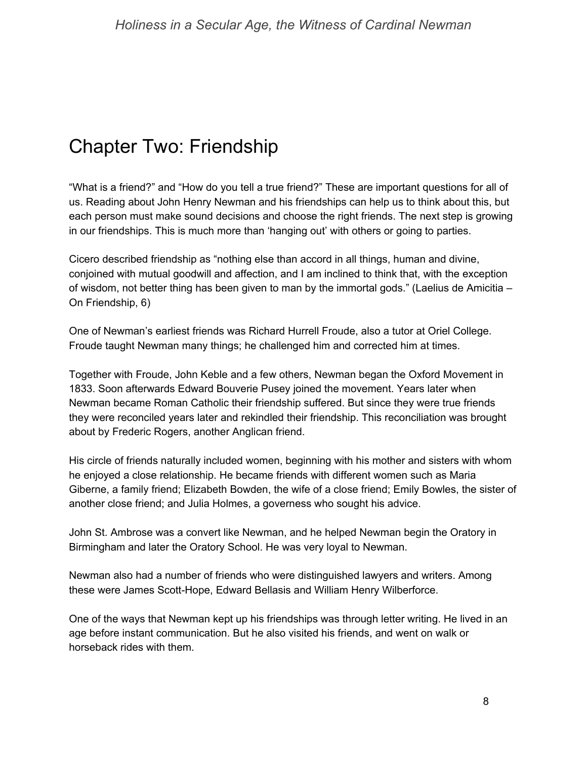# Chapter Two: Friendship

"What is a friend?" and "How do you tell a true friend?" These are important questions for all of us. Reading about John Henry Newman and his friendships can help us to think about this, but each person must make sound decisions and choose the right friends. The next step is growing in our friendships. This is much more than 'hanging out' with others or going to parties.

Cicero described friendship as "nothing else than accord in all things, human and divine, conjoined with mutual goodwill and affection, and I am inclined to think that, with the exception of wisdom, not better thing has been given to man by the immortal gods." (Laelius de Amicitia – On Friendship, 6)

One of Newman's earliest friends was Richard Hurrell Froude, also a tutor at Oriel College. Froude taught Newman many things; he challenged him and corrected him at times.

Together with Froude, John Keble and a few others, Newman began the Oxford Movement in 1833. Soon afterwards Edward Bouverie Pusey joined the movement. Years later when Newman became Roman Catholic their friendship suffered. But since they were true friends they were reconciled years later and rekindled their friendship. This reconciliation was brought about by Frederic Rogers, another Anglican friend.

His circle of friends naturally included women, beginning with his mother and sisters with whom he enjoyed a close relationship. He became friends with different women such as Maria Giberne, a family friend; Elizabeth Bowden, the wife of a close friend; Emily Bowles, the sister of another close friend; and Julia Holmes, a governess who sought his advice.

John St. Ambrose was a convert like Newman, and he helped Newman begin the Oratory in Birmingham and later the Oratory School. He was very loyal to Newman.

Newman also had a number of friends who were distinguished lawyers and writers. Among these were James Scott-Hope, Edward Bellasis and William Henry Wilberforce.

One of the ways that Newman kept up his friendships was through letter writing. He lived in an age before instant communication. But he also visited his friends, and went on walk or horseback rides with them.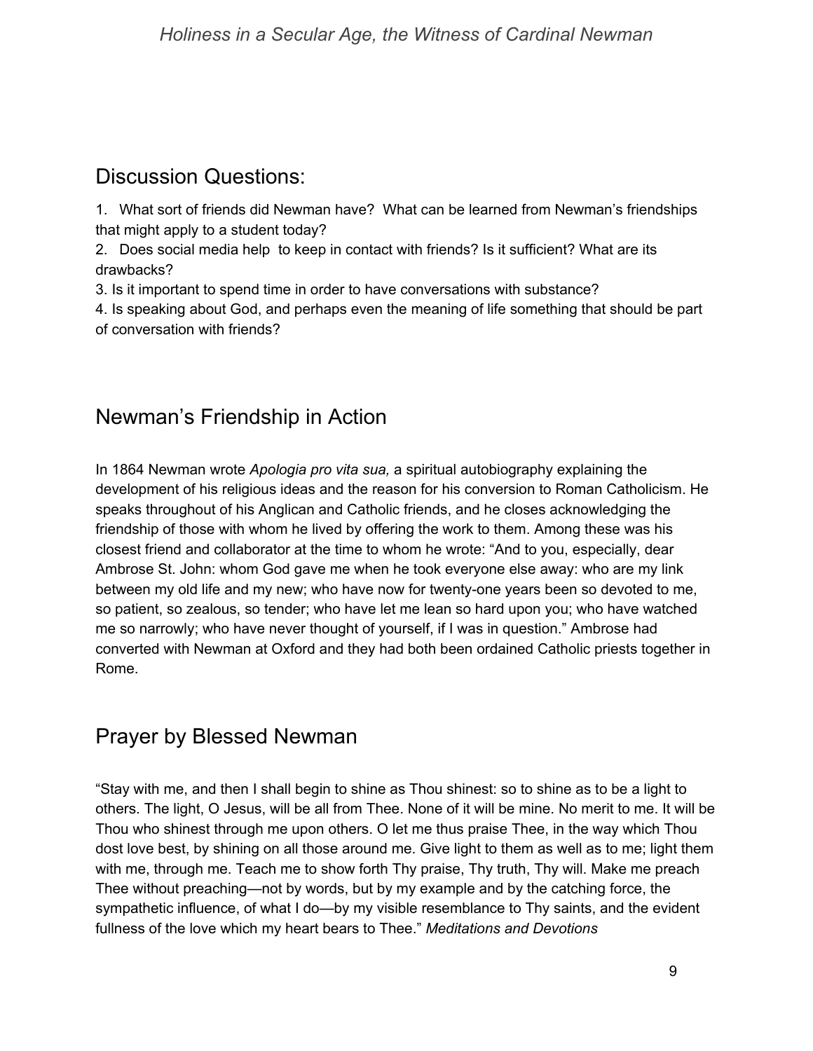## Discussion Questions:

1. What sort of friends did Newman have? What can be learned from Newman's friendships that might apply to a student today?
2. Does social media help to keep in contact with friends? Is it sufficient? What are its drawbacks?
3. Is it important to spend time in order to have conversations with substance?
4. Is speaking about God, and perhaps even the meaning of life something that should be part of conversation with friends?

## Newman's Friendship in Action

In 1864 Newman wrote *Apologia pro vita sua,* a spiritual autobiography explaining the development of his religious ideas and the reason for his conversion to Roman Catholicism. He speaks throughout of his Anglican and Catholic friends, and he closes acknowledging the friendship of those with whom he lived by offering the work to them. Among these was his closest friend and collaborator at the time to whom he wrote: "And to you, especially, dear Ambrose St. John: whom God gave me when he took everyone else away: who are my link between my old life and my new; who have now for twenty-one years been so devoted to me, so patient, so zealous, so tender; who have let me lean so hard upon you; who have watched me so narrowly; who have never thought of yourself, if I was in question." Ambrose had converted with Newman at Oxford and they had both been ordained Catholic priests together in Rome.

## Prayer by Blessed Newman

"Stay with me, and then I shall begin to shine as Thou shinest: so to shine as to be a light to others. The light, O Jesus, will be all from Thee. None of it will be mine. No merit to me. It will be Thou who shinest through me upon others. O let me thus praise Thee, in the way which Thou dost love best, by shining on all those around me. Give light to them as well as to me; light them with me, through me. Teach me to show forth Thy praise, Thy truth, Thy will. Make me preach Thee without preaching—not by words, but by my example and by the catching force, the sympathetic influence, of what I do—by my visible resemblance to Thy saints, and the evident fullness of the love which my heart bears to Thee." *Meditations and Devotions*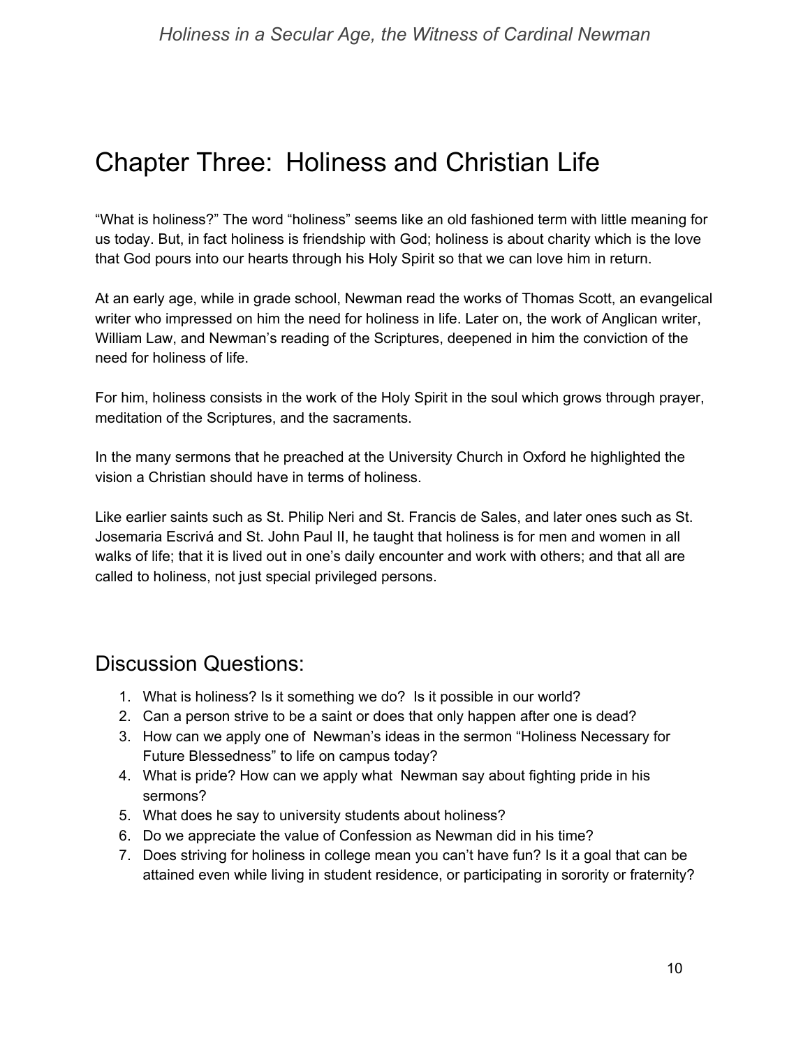# Chapter Three: Holiness and Christian Life

"What is holiness?" The word "holiness" seems like an old fashioned term with little meaning for us today. But, in fact holiness is friendship with God; holiness is about charity which is the love that God pours into our hearts through his Holy Spirit so that we can love him in return.

At an early age, while in grade school, Newman read the works of Thomas Scott, an evangelical writer who impressed on him the need for holiness in life. Later on, the work of Anglican writer, William Law, and Newman's reading of the Scriptures, deepened in him the conviction of the need for holiness of life.

For him, holiness consists in the work of the Holy Spirit in the soul which grows through prayer, meditation of the Scriptures, and the sacraments.

In the many sermons that he preached at the University Church in Oxford he highlighted the vision a Christian should have in terms of holiness.

Like earlier saints such as St. Philip Neri and St. Francis de Sales, and later ones such as St. Josemaria Escrivá and St. John Paul II, he taught that holiness is for men and women in all walks of life; that it is lived out in one's daily encounter and work with others; and that all are called to holiness, not just special privileged persons.

## Discussion Questions:

1. What is holiness? Is it something we do? Is it possible in our world?
2. Can a person strive to be a saint or does that only happen after one is dead?
3. How can we apply one of Newman's ideas in the sermon "Holiness Necessary for Future Blessedness" to life on campus today?
4. What is pride? How can we apply what Newman say about fighting pride in his sermons?
5. What does he say to university students about holiness?
6. Do we appreciate the value of Confession as Newman did in his time?
7. Does striving for holiness in college mean you can't have fun? Is it a goal that can be attained even while living in student residence, or participating in sorority or fraternity?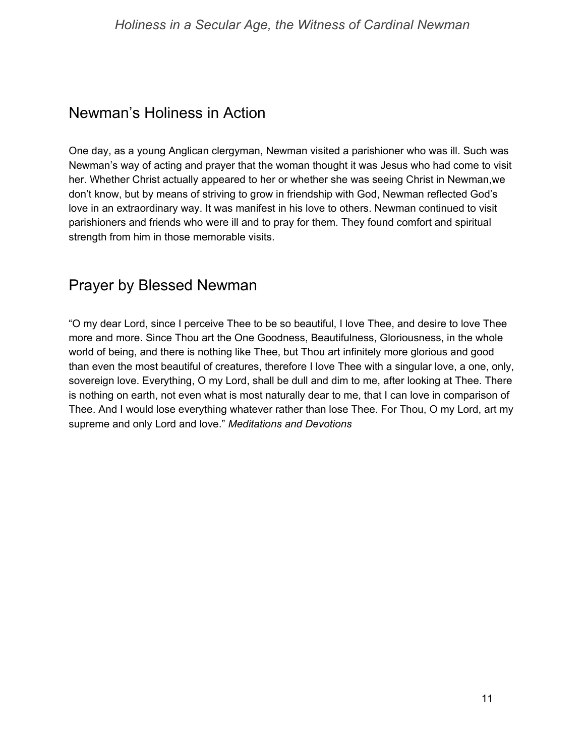## Newman's Holiness in Action

One day, as a young Anglican clergyman, Newman visited a parishioner who was ill. Such was Newman's way of acting and prayer that the woman thought it was Jesus who had come to visit her. Whether Christ actually appeared to her or whether she was seeing Christ in Newman,we don't know, but by means of striving to grow in friendship with God, Newman reflected God's love in an extraordinary way. It was manifest in his love to others. Newman continued to visit parishioners and friends who were ill and to pray for them. They found comfort and spiritual strength from him in those memorable visits.

## Prayer by Blessed Newman

"O my dear Lord, since I perceive Thee to be so beautiful, I love Thee, and desire to love Thee more and more. Since Thou art the One Goodness, Beautifulness, Gloriousness, in the whole world of being, and there is nothing like Thee, but Thou art infinitely more glorious and good than even the most beautiful of creatures, therefore I love Thee with a singular love, a one, only, sovereign love. Everything, O my Lord, shall be dull and dim to me, after looking at Thee. There is nothing on earth, not even what is most naturally dear to me, that I can love in comparison of Thee. And I would lose everything whatever rather than lose Thee. For Thou, O my Lord, art my supreme and only Lord and love." *Meditations and Devotions*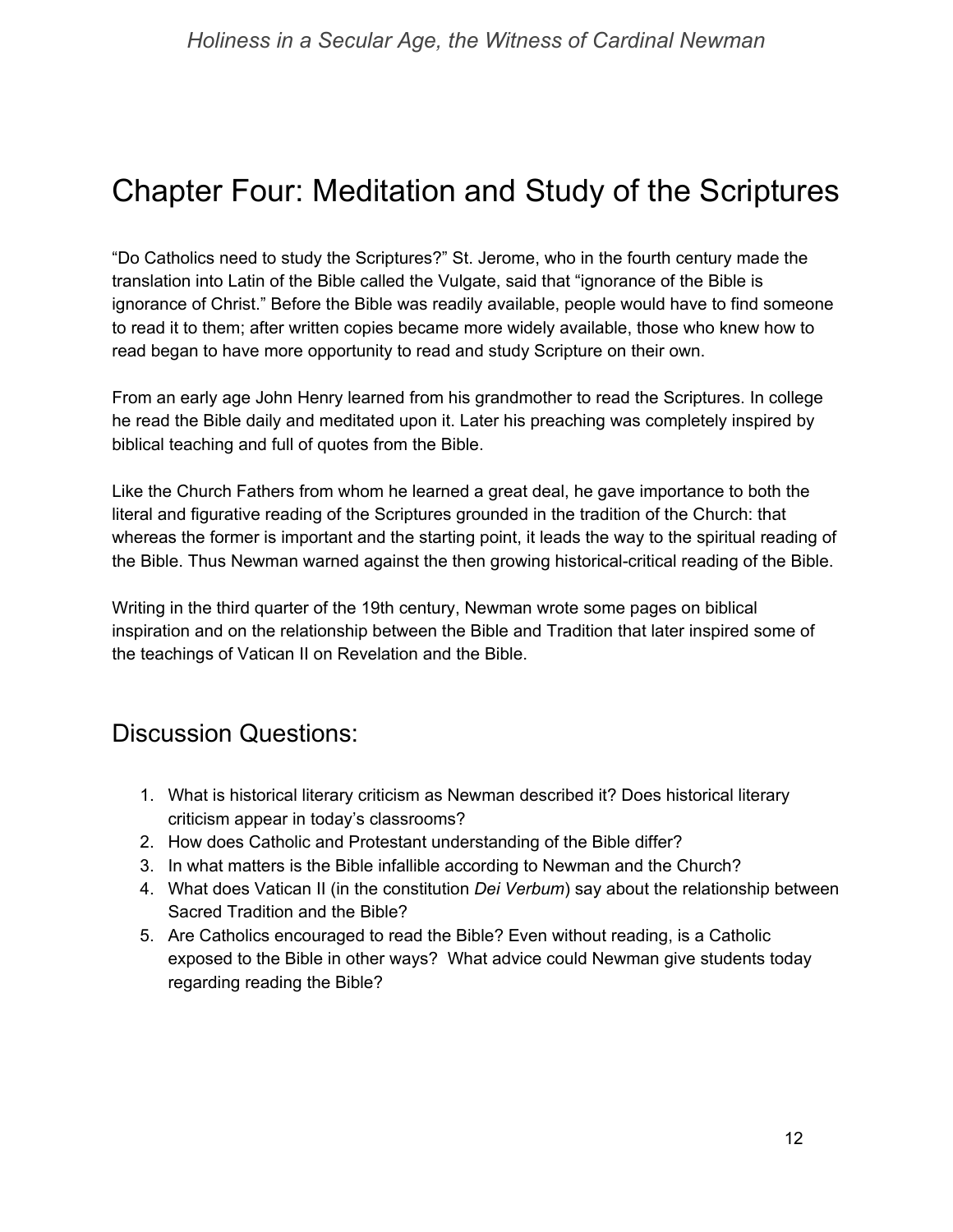# Chapter Four: Meditation and Study of the Scriptures

"Do Catholics need to study the Scriptures?" St. Jerome, who in the fourth century made the translation into Latin of the Bible called the Vulgate, said that "ignorance of the Bible is ignorance of Christ." Before the Bible was readily available, people would have to find someone to read it to them; after written copies became more widely available, those who knew how to read began to have more opportunity to read and study Scripture on their own.

From an early age John Henry learned from his grandmother to read the Scriptures. In college he read the Bible daily and meditated upon it. Later his preaching was completely inspired by biblical teaching and full of quotes from the Bible.

Like the Church Fathers from whom he learned a great deal, he gave importance to both the literal and figurative reading of the Scriptures grounded in the tradition of the Church: that whereas the former is important and the starting point, it leads the way to the spiritual reading of the Bible. Thus Newman warned against the then growing historical-critical reading of the Bible.

Writing in the third quarter of the 19th century, Newman wrote some pages on biblical inspiration and on the relationship between the Bible and Tradition that later inspired some of the teachings of Vatican II on Revelation and the Bible.

## Discussion Questions:

1. What is historical literary criticism as Newman described it? Does historical literary criticism appear in today's classrooms?
2. How does Catholic and Protestant understanding of the Bible differ?
3. In what matters is the Bible infallible according to Newman and the Church?
4. What does Vatican II (in the constitution *Dei Verbum*) say about the relationship between Sacred Tradition and the Bible?
5. Are Catholics encouraged to read the Bible? Even without reading, is a Catholic exposed to the Bible in other ways? What advice could Newman give students today regarding reading the Bible?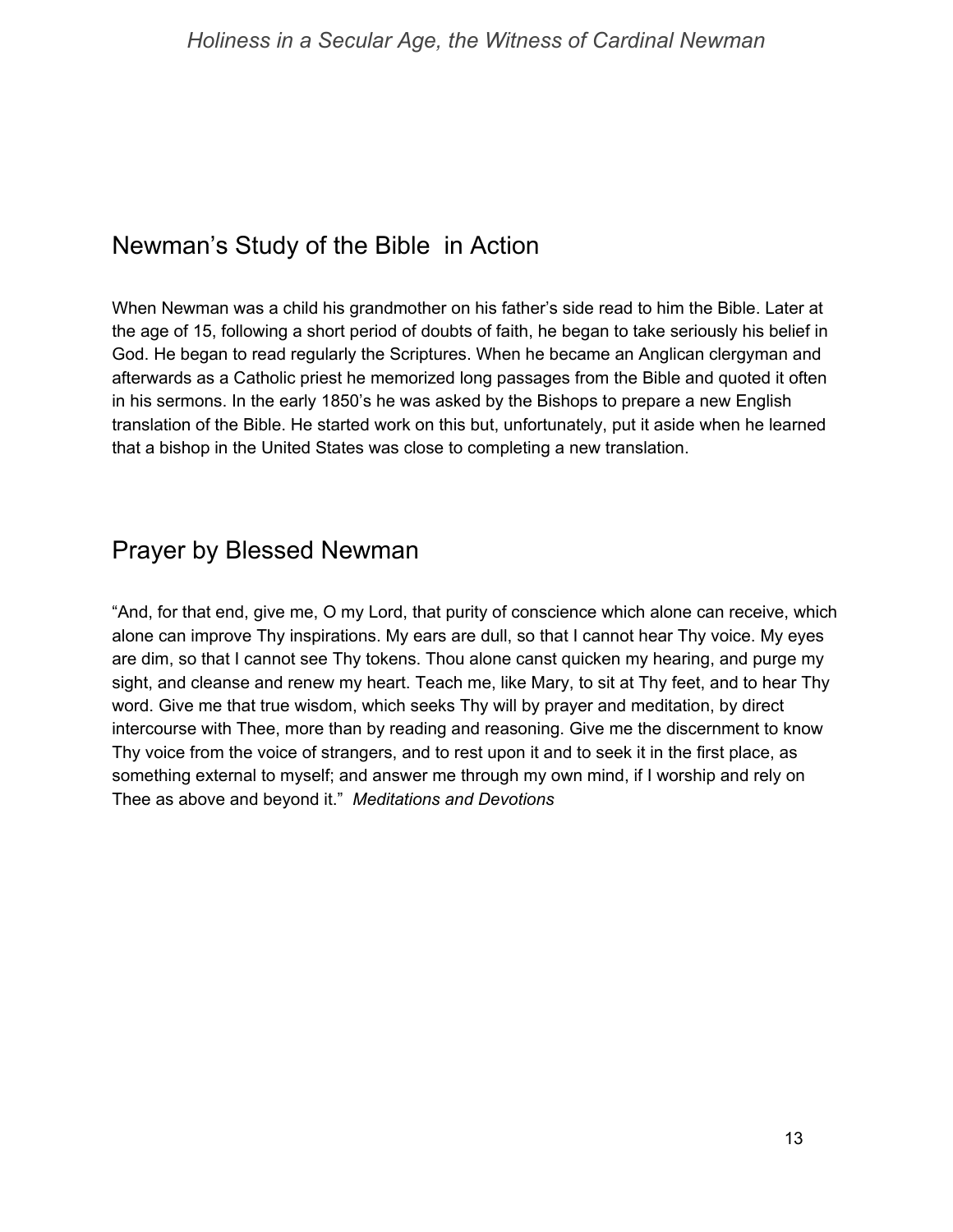## Newman's Study of the Bible in Action

When Newman was a child his grandmother on his father's side read to him the Bible. Later at the age of 15, following a short period of doubts of faith, he began to take seriously his belief in God. He began to read regularly the Scriptures. When he became an Anglican clergyman and afterwards as a Catholic priest he memorized long passages from the Bible and quoted it often in his sermons. In the early 1850's he was asked by the Bishops to prepare a new English translation of the Bible. He started work on this but, unfortunately, put it aside when he learned that a bishop in the United States was close to completing a new translation.

## Prayer by Blessed Newman

"And, for that end, give me, O my Lord, that purity of conscience which alone can receive, which alone can improve Thy inspirations. My ears are dull, so that I cannot hear Thy voice. My eyes are dim, so that I cannot see Thy tokens. Thou alone canst quicken my hearing, and purge my sight, and cleanse and renew my heart. Teach me, like Mary, to sit at Thy feet, and to hear Thy word. Give me that true wisdom, which seeks Thy will by prayer and meditation, by direct intercourse with Thee, more than by reading and reasoning. Give me the discernment to know Thy voice from the voice of strangers, and to rest upon it and to seek it in the first place, as something external to myself; and answer me through my own mind, if I worship and rely on Thee as above and beyond it." *Meditations and Devotions*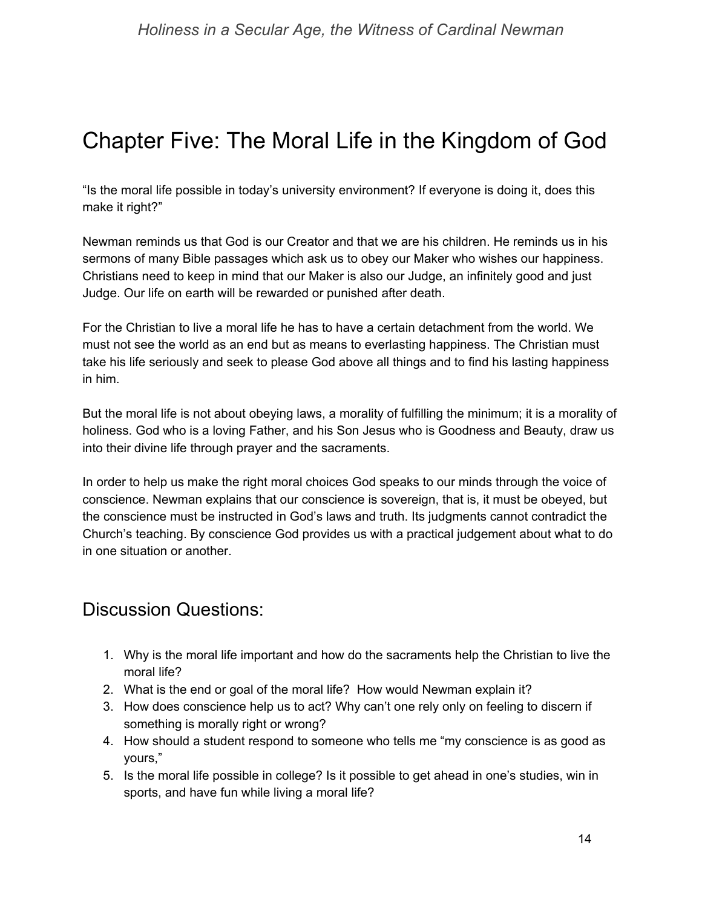# Chapter Five: The Moral Life in the Kingdom of God

"Is the moral life possible in today's university environment? If everyone is doing it, does this make it right?"

Newman reminds us that God is our Creator and that we are his children. He reminds us in his sermons of many Bible passages which ask us to obey our Maker who wishes our happiness. Christians need to keep in mind that our Maker is also our Judge, an infinitely good and just Judge. Our life on earth will be rewarded or punished after death.

For the Christian to live a moral life he has to have a certain detachment from the world. We must not see the world as an end but as means to everlasting happiness. The Christian must take his life seriously and seek to please God above all things and to find his lasting happiness in him.

But the moral life is not about obeying laws, a morality of fulfilling the minimum; it is a morality of holiness. God who is a loving Father, and his Son Jesus who is Goodness and Beauty, draw us into their divine life through prayer and the sacraments.

In order to help us make the right moral choices God speaks to our minds through the voice of conscience. Newman explains that our conscience is sovereign, that is, it must be obeyed, but the conscience must be instructed in God's laws and truth. Its judgments cannot contradict the Church's teaching. By conscience God provides us with a practical judgement about what to do in one situation or another.

## Discussion Questions:

1. Why is the moral life important and how do the sacraments help the Christian to live the moral life?
2. What is the end or goal of the moral life? How would Newman explain it?
3. How does conscience help us to act? Why can't one rely only on feeling to discern if something is morally right or wrong?
4. How should a student respond to someone who tells me "my conscience is as good as yours,"
5. Is the moral life possible in college? Is it possible to get ahead in one's studies, win in sports, and have fun while living a moral life?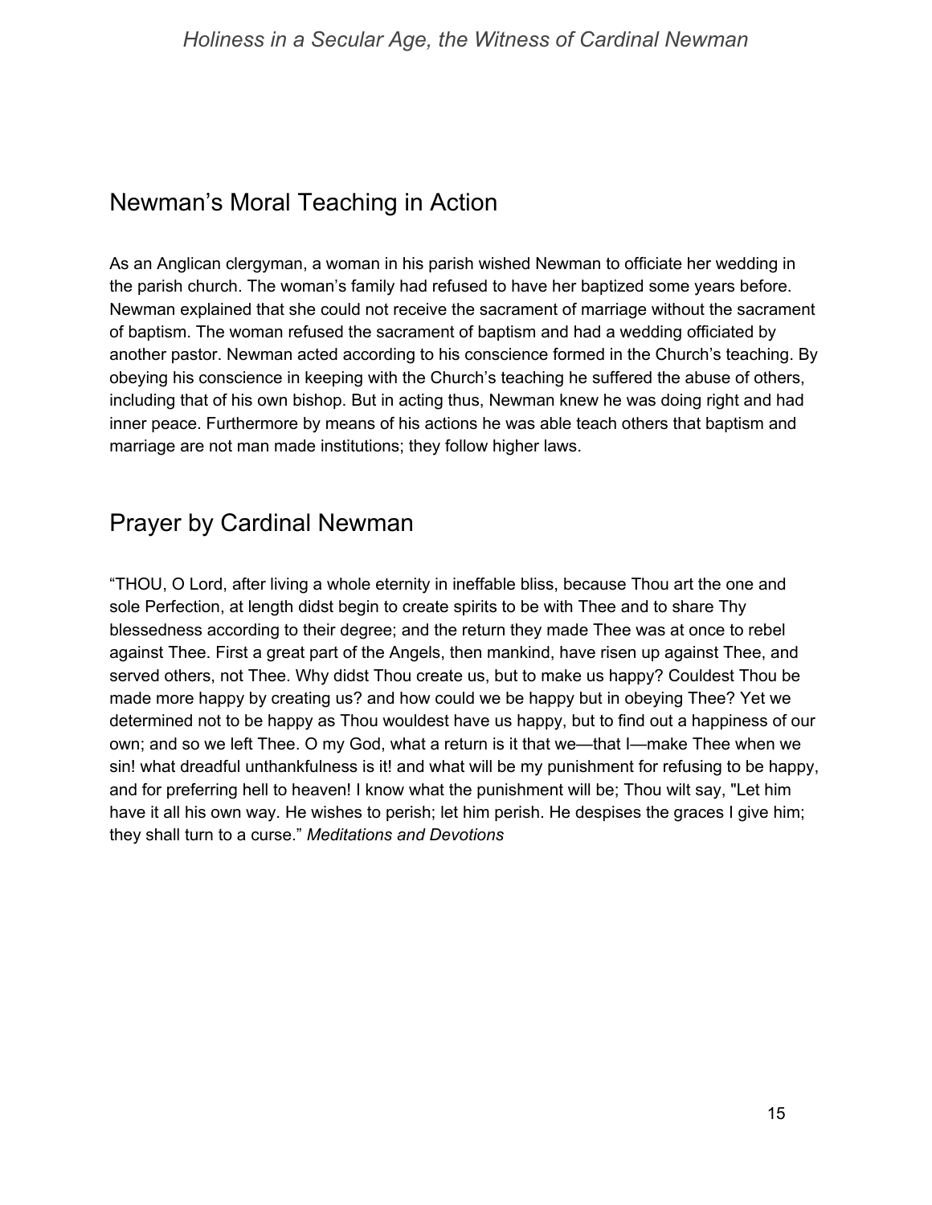## Newman's Moral Teaching in Action

As an Anglican clergyman, a woman in his parish wished Newman to officiate her wedding in the parish church. The woman's family had refused to have her baptized some years before. Newman explained that she could not receive the sacrament of marriage without the sacrament of baptism. The woman refused the sacrament of baptism and had a wedding officiated by another pastor. Newman acted according to his conscience formed in the Church's teaching. By obeying his conscience in keeping with the Church's teaching he suffered the abuse of others, including that of his own bishop. But in acting thus, Newman knew he was doing right and had inner peace. Furthermore by means of his actions he was able teach others that baptism and marriage are not man made institutions; they follow higher laws.

## Prayer by Cardinal Newman

"THOU, O Lord, after living a whole eternity in ineffable bliss, because Thou art the one and sole Perfection, at length didst begin to create spirits to be with Thee and to share Thy blessedness according to their degree; and the return they made Thee was at once to rebel against Thee. First a great part of the Angels, then mankind, have risen up against Thee, and served others, not Thee. Why didst Thou create us, but to make us happy? Couldest Thou be made more happy by creating us? and how could we be happy but in obeying Thee? Yet we determined not to be happy as Thou wouldest have us happy, but to find out a happiness of our own; and so we left Thee. O my God, what a return is it that we—that I—make Thee when we sin! what dreadful unthankfulness is it! and what will be my punishment for refusing to be happy, and for preferring hell to heaven! I know what the punishment will be; Thou wilt say, "Let him have it all his own way. He wishes to perish; let him perish. He despises the graces I give him; they shall turn to a curse." *Meditations and Devotions*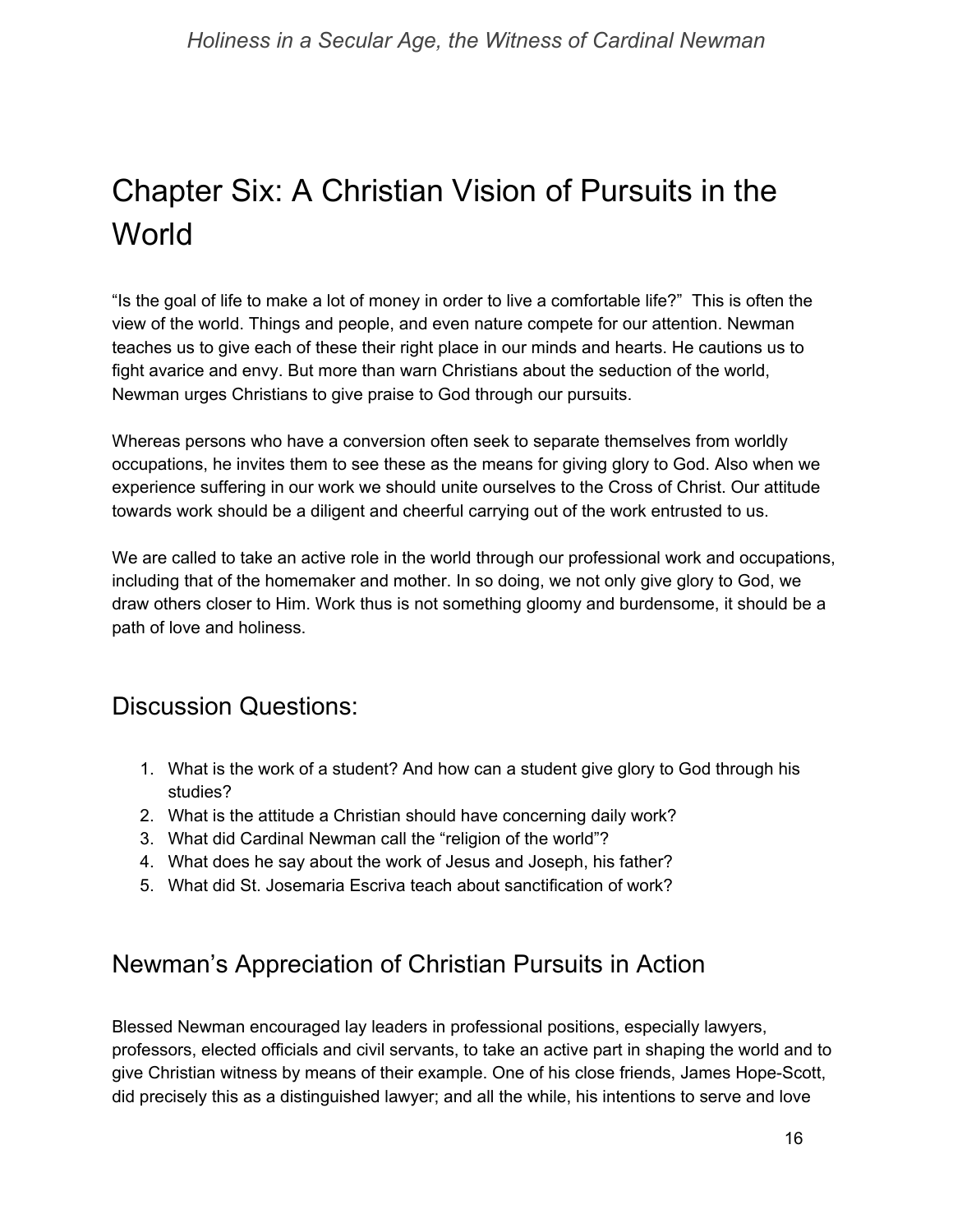# Chapter Six: A Christian Vision of Pursuits in the World

"Is the goal of life to make a lot of money in order to live a comfortable life?" This is often the view of the world. Things and people, and even nature compete for our attention. Newman teaches us to give each of these their right place in our minds and hearts. He cautions us to fight avarice and envy. But more than warn Christians about the seduction of the world, Newman urges Christians to give praise to God through our pursuits.

Whereas persons who have a conversion often seek to separate themselves from worldly occupations, he invites them to see these as the means for giving glory to God. Also when we experience suffering in our work we should unite ourselves to the Cross of Christ. Our attitude towards work should be a diligent and cheerful carrying out of the work entrusted to us.

We are called to take an active role in the world through our professional work and occupations, including that of the homemaker and mother. In so doing, we not only give glory to God, we draw others closer to Him. Work thus is not something gloomy and burdensome, it should be a path of love and holiness.

## Discussion Questions:

1. What is the work of a student? And how can a student give glory to God through his studies?
2. What is the attitude a Christian should have concerning daily work?
3. What did Cardinal Newman call the "religion of the world"?
4. What does he say about the work of Jesus and Joseph, his father?
5. What did St. Josemaria Escriva teach about sanctification of work?

## Newman's Appreciation of Christian Pursuits in Action

Blessed Newman encouraged lay leaders in professional positions, especially lawyers, professors, elected officials and civil servants, to take an active part in shaping the world and to give Christian witness by means of their example. One of his close friends, James Hope-Scott, did precisely this as a distinguished lawyer; and all the while, his intentions to serve and love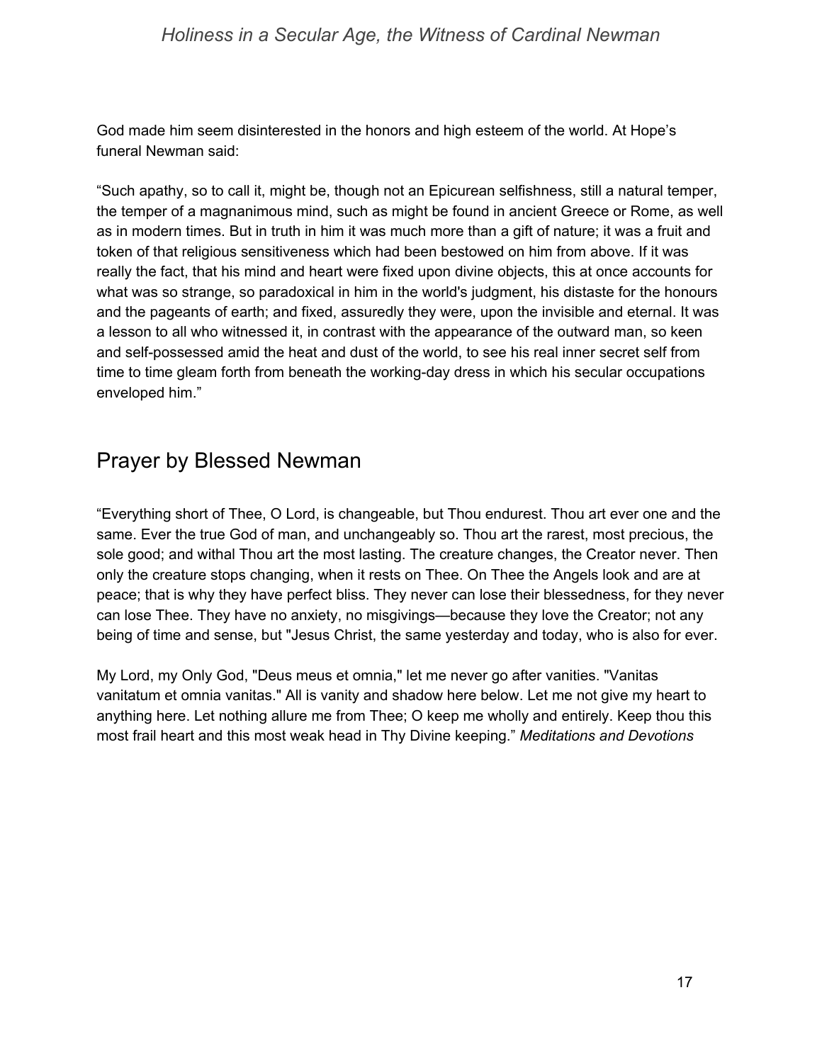God made him seem disinterested in the honors and high esteem of the world. At Hope's funeral Newman said:

"Such apathy, so to call it, might be, though not an Epicurean selfishness, still a natural temper, the temper of a magnanimous mind, such as might be found in ancient Greece or Rome, as well as in modern times. But in truth in him it was much more than a gift of nature; it was a fruit and token of that religious sensitiveness which had been bestowed on him from above. If it was really the fact, that his mind and heart were fixed upon divine objects, this at once accounts for what was so strange, so paradoxical in him in the world's judgment, his distaste for the honours and the pageants of earth; and fixed, assuredly they were, upon the invisible and eternal. It was a lesson to all who witnessed it, in contrast with the appearance of the outward man, so keen and self-possessed amid the heat and dust of the world, to see his real inner secret self from time to time gleam forth from beneath the working-day dress in which his secular occupations enveloped him."

## Prayer by Blessed Newman

"Everything short of Thee, O Lord, is changeable, but Thou endurest. Thou art ever one and the same. Ever the true God of man, and unchangeably so. Thou art the rarest, most precious, the sole good; and withal Thou art the most lasting. The creature changes, the Creator never. Then only the creature stops changing, when it rests on Thee. On Thee the Angels look and are at peace; that is why they have perfect bliss. They never can lose their blessedness, for they never can lose Thee. They have no anxiety, no misgivings—because they love the Creator; not any being of time and sense, but "Jesus Christ, the same yesterday and today, who is also for ever.

My Lord, my Only God, "Deus meus et omnia," let me never go after vanities. "Vanitas vanitatum et omnia vanitas." All is vanity and shadow here below. Let me not give my heart to anything here. Let nothing allure me from Thee; O keep me wholly and entirely. Keep thou this most frail heart and this most weak head in Thy Divine keeping." *Meditations and Devotions*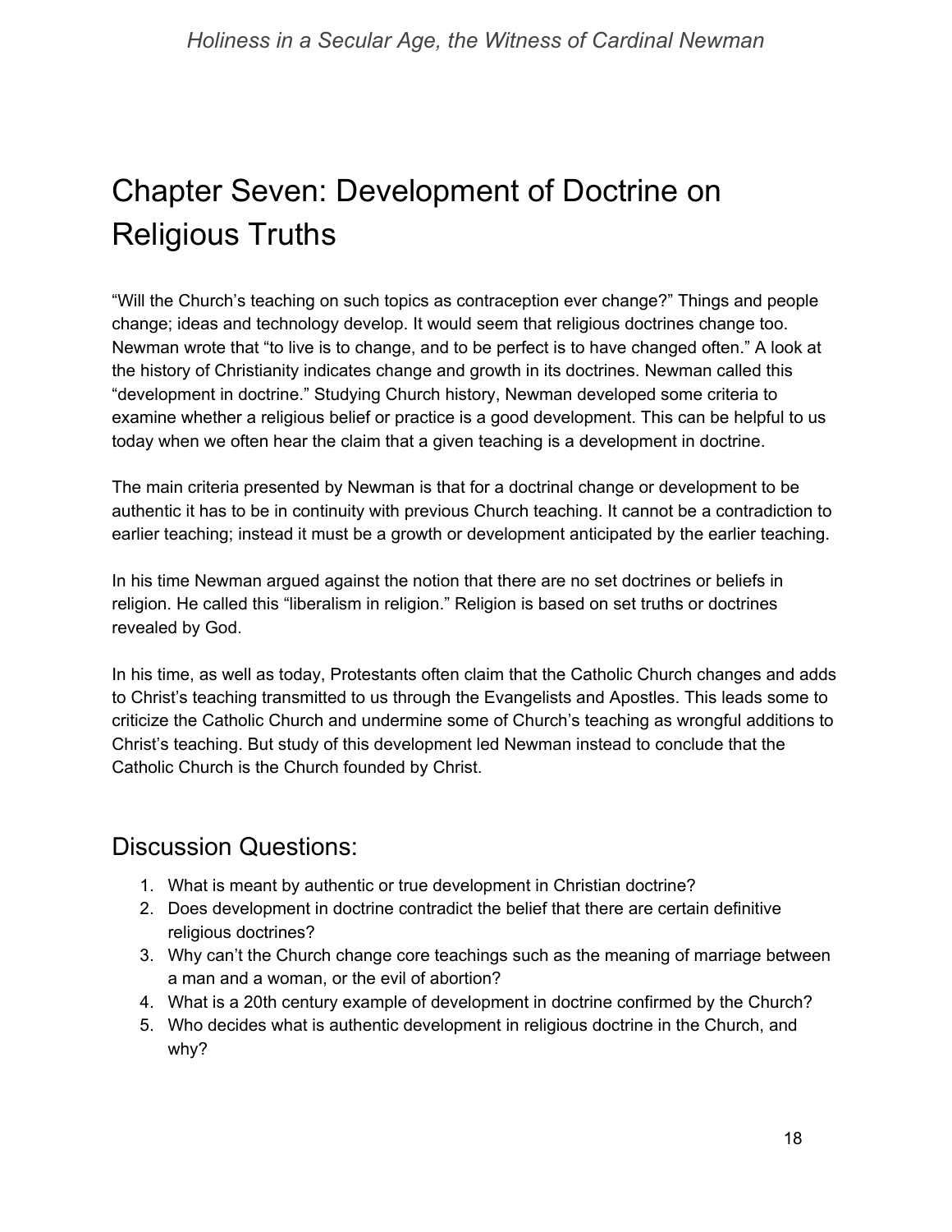# Chapter Seven: Development of Doctrine on Religious Truths

"Will the Church's teaching on such topics as contraception ever change?" Things and people change; ideas and technology develop. It would seem that religious doctrines change too. Newman wrote that "to live is to change, and to be perfect is to have changed often." A look at the history of Christianity indicates change and growth in its doctrines. Newman called this "development in doctrine." Studying Church history, Newman developed some criteria to examine whether a religious belief or practice is a good development. This can be helpful to us today when we often hear the claim that a given teaching is a development in doctrine.

The main criteria presented by Newman is that for a doctrinal change or development to be authentic it has to be in continuity with previous Church teaching. It cannot be a contradiction to earlier teaching; instead it must be a growth or development anticipated by the earlier teaching.

In his time Newman argued against the notion that there are no set doctrines or beliefs in religion. He called this "liberalism in religion." Religion is based on set truths or doctrines revealed by God.

In his time, as well as today, Protestants often claim that the Catholic Church changes and adds to Christ's teaching transmitted to us through the Evangelists and Apostles. This leads some to criticize the Catholic Church and undermine some of Church's teaching as wrongful additions to Christ's teaching. But study of this development led Newman instead to conclude that the Catholic Church is the Church founded by Christ.

## Discussion Questions:

1. What is meant by authentic or true development in Christian doctrine?
2. Does development in doctrine contradict the belief that there are certain definitive religious doctrines?
3. Why can't the Church change core teachings such as the meaning of marriage between a man and a woman, or the evil of abortion?
4. What is a 20th century example of development in doctrine confirmed by the Church?
5. Who decides what is authentic development in religious doctrine in the Church, and why?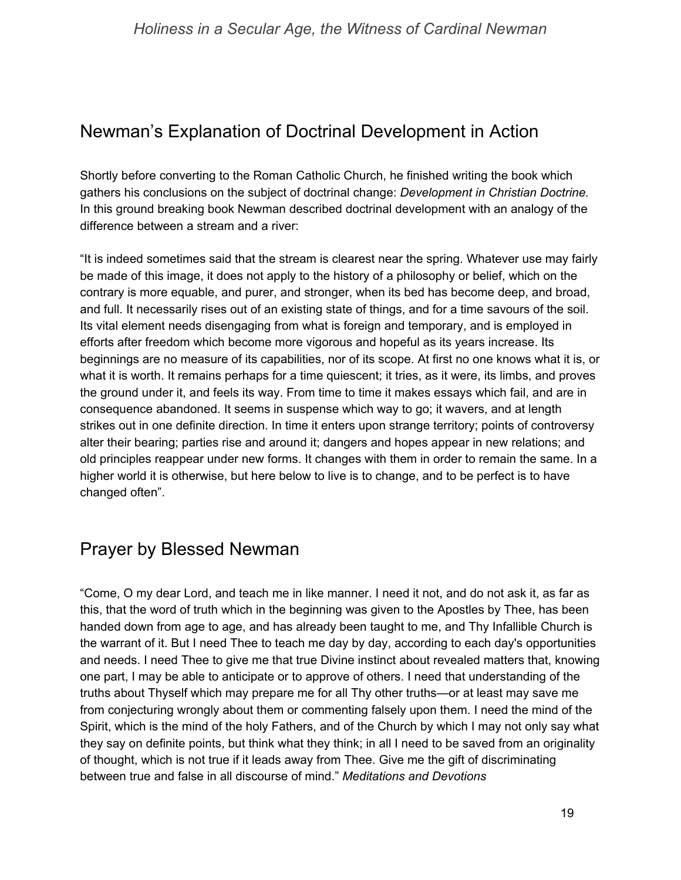## Newman's Explanation of Doctrinal Development in Action

Shortly before converting to the Roman Catholic Church, he finished writing the book which gathers his conclusions on the subject of doctrinal change: *Development in Christian Doctrine.* In this ground breaking book Newman described doctrinal development with an analogy of the difference between a stream and a river:

"It is indeed sometimes said that the stream is clearest near the spring. Whatever use may fairly be made of this image, it does not apply to the history of a philosophy or belief, which on the contrary is more equable, and purer, and stronger, when its bed has become deep, and broad, and full. It necessarily rises out of an existing state of things, and for a time savours of the soil. Its vital element needs disengaging from what is foreign and temporary, and is employed in efforts after freedom which become more vigorous and hopeful as its years increase. Its beginnings are no measure of its capabilities, nor of its scope. At first no one knows what it is, or what it is worth. It remains perhaps for a time quiescent; it tries, as it were, its limbs, and proves the ground under it, and feels its way. From time to time it makes essays which fail, and are in consequence abandoned. It seems in suspense which way to go; it wavers, and at length strikes out in one definite direction. In time it enters upon strange territory; points of controversy alter their bearing; parties rise and around it; dangers and hopes appear in new relations; and old principles reappear under new forms. It changes with them in order to remain the same. In a higher world it is otherwise, but here below to live is to change, and to be perfect is to have changed often".

## Prayer by Blessed Newman

"Come, O my dear Lord, and teach me in like manner. I need it not, and do not ask it, as far as this, that the word of truth which in the beginning was given to the Apostles by Thee, has been handed down from age to age, and has already been taught to me, and Thy Infallible Church is the warrant of it. But I need Thee to teach me day by day, according to each day's opportunities and needs. I need Thee to give me that true Divine instinct about revealed matters that, knowing one part, I may be able to anticipate or to approve of others. I need that understanding of the truths about Thyself which may prepare me for all Thy other truths—or at least may save me from conjecturing wrongly about them or commenting falsely upon them. I need the mind of the Spirit, which is the mind of the holy Fathers, and of the Church by which I may not only say what they say on definite points, but think what they think; in all I need to be saved from an originality of thought, which is not true if it leads away from Thee. Give me the gift of discriminating between true and false in all discourse of mind." *Meditations and Devotions*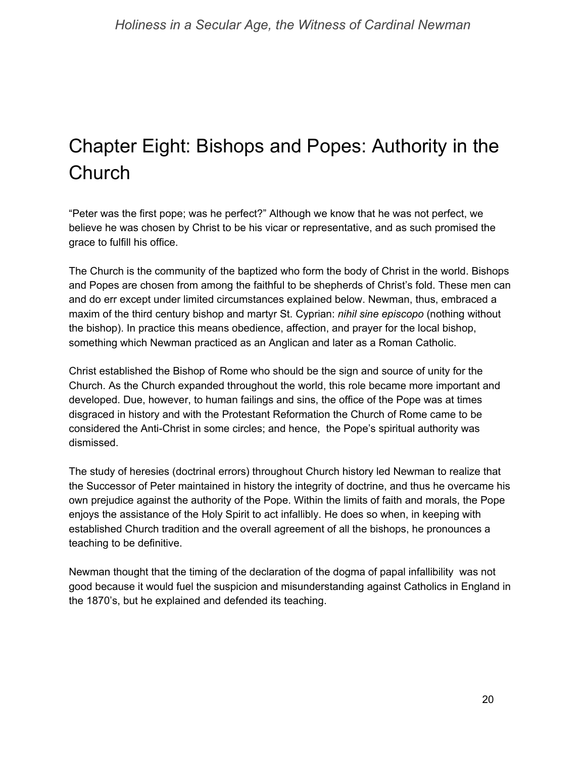# Chapter Eight: Bishops and Popes: Authority in the Church

"Peter was the first pope; was he perfect?" Although we know that he was not perfect, we believe he was chosen by Christ to be his vicar or representative, and as such promised the grace to fulfill his office.

The Church is the community of the baptized who form the body of Christ in the world. Bishops and Popes are chosen from among the faithful to be shepherds of Christ's fold. These men can and do err except under limited circumstances explained below. Newman, thus, embraced a maxim of the third century bishop and martyr St. Cyprian: *nihil sine episcopo* (nothing without the bishop). In practice this means obedience, affection, and prayer for the local bishop, something which Newman practiced as an Anglican and later as a Roman Catholic.

Christ established the Bishop of Rome who should be the sign and source of unity for the Church. As the Church expanded throughout the world, this role became more important and developed. Due, however, to human failings and sins, the office of the Pope was at times disgraced in history and with the Protestant Reformation the Church of Rome came to be considered the Anti-Christ in some circles; and hence, the Pope's spiritual authority was dismissed.

The study of heresies (doctrinal errors) throughout Church history led Newman to realize that the Successor of Peter maintained in history the integrity of doctrine, and thus he overcame his own prejudice against the authority of the Pope. Within the limits of faith and morals, the Pope enjoys the assistance of the Holy Spirit to act infallibly. He does so when, in keeping with established Church tradition and the overall agreement of all the bishops, he pronounces a teaching to be definitive.

Newman thought that the timing of the declaration of the dogma of papal infallibility was not good because it would fuel the suspicion and misunderstanding against Catholics in England in the 1870's, but he explained and defended its teaching.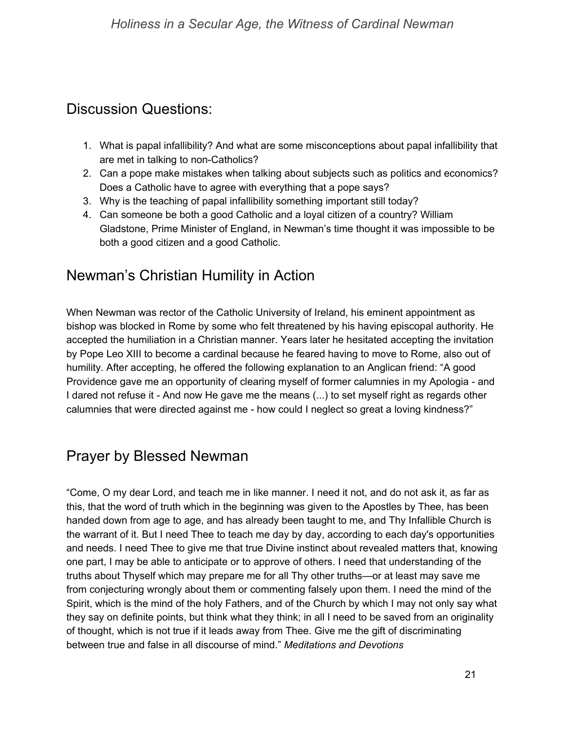## Discussion Questions:

1. What is papal infallibility? And what are some misconceptions about papal infallibility that are met in talking to non-Catholics?
2. Can a pope make mistakes when talking about subjects such as politics and economics? Does a Catholic have to agree with everything that a pope says?
3. Why is the teaching of papal infallibility something important still today?
4. Can someone be both a good Catholic and a loyal citizen of a country? William Gladstone, Prime Minister of England, in Newman's time thought it was impossible to be both a good citizen and a good Catholic.

## Newman's Christian Humility in Action

When Newman was rector of the Catholic University of Ireland, his eminent appointment as bishop was blocked in Rome by some who felt threatened by his having episcopal authority. He accepted the humiliation in a Christian manner. Years later he hesitated accepting the invitation by Pope Leo XIII to become a cardinal because he feared having to move to Rome, also out of humility. After accepting, he offered the following explanation to an Anglican friend: "A good Providence gave me an opportunity of clearing myself of former calumnies in my Apologia - and I dared not refuse it - And now He gave me the means (...) to set myself right as regards other calumnies that were directed against me - how could I neglect so great a loving kindness?"

## Prayer by Blessed Newman

"Come, O my dear Lord, and teach me in like manner. I need it not, and do not ask it, as far as this, that the word of truth which in the beginning was given to the Apostles by Thee, has been handed down from age to age, and has already been taught to me, and Thy Infallible Church is the warrant of it. But I need Thee to teach me day by day, according to each day's opportunities and needs. I need Thee to give me that true Divine instinct about revealed matters that, knowing one part, I may be able to anticipate or to approve of others. I need that understanding of the truths about Thyself which may prepare me for all Thy other truths—or at least may save me from conjecturing wrongly about them or commenting falsely upon them. I need the mind of the Spirit, which is the mind of the holy Fathers, and of the Church by which I may not only say what they say on definite points, but think what they think; in all I need to be saved from an originality of thought, which is not true if it leads away from Thee. Give me the gift of discriminating between true and false in all discourse of mind." *Meditations and Devotions*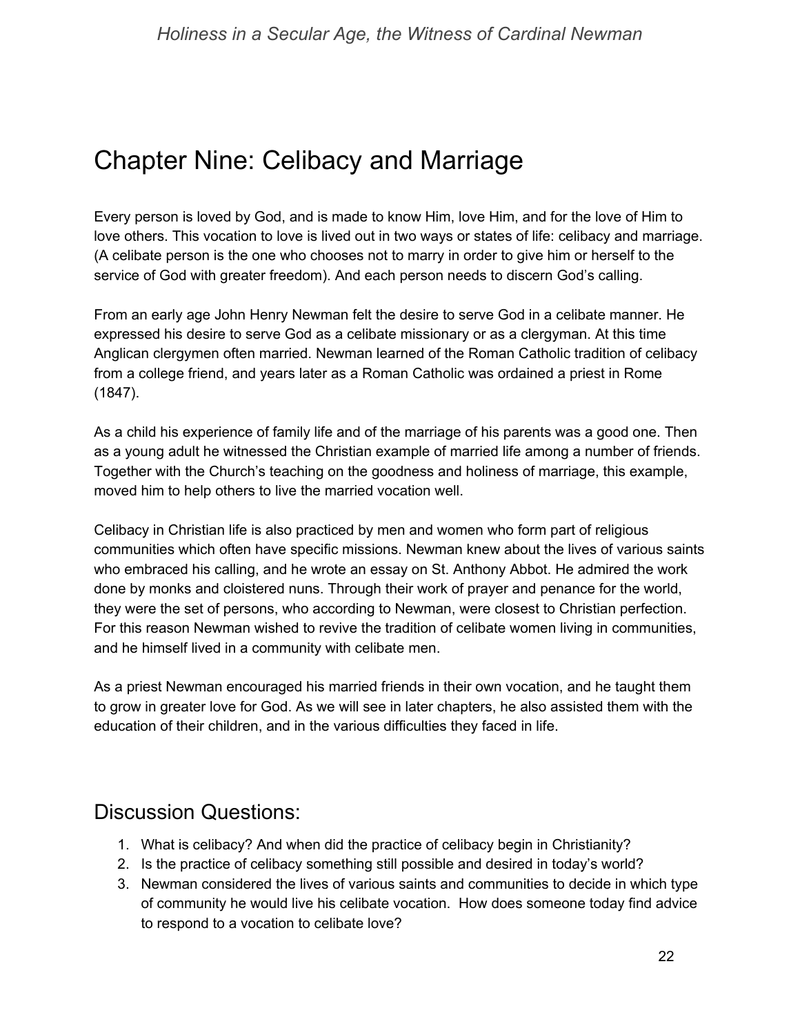# Chapter Nine: Celibacy and Marriage

Every person is loved by God, and is made to know Him, love Him, and for the love of Him to love others. This vocation to love is lived out in two ways or states of life: celibacy and marriage. (A celibate person is the one who chooses not to marry in order to give him or herself to the service of God with greater freedom). And each person needs to discern God's calling.

From an early age John Henry Newman felt the desire to serve God in a celibate manner. He expressed his desire to serve God as a celibate missionary or as a clergyman. At this time Anglican clergymen often married. Newman learned of the Roman Catholic tradition of celibacy from a college friend, and years later as a Roman Catholic was ordained a priest in Rome (1847).

As a child his experience of family life and of the marriage of his parents was a good one. Then as a young adult he witnessed the Christian example of married life among a number of friends. Together with the Church's teaching on the goodness and holiness of marriage, this example, moved him to help others to live the married vocation well.

Celibacy in Christian life is also practiced by men and women who form part of religious communities which often have specific missions. Newman knew about the lives of various saints who embraced his calling, and he wrote an essay on St. Anthony Abbot. He admired the work done by monks and cloistered nuns. Through their work of prayer and penance for the world, they were the set of persons, who according to Newman, were closest to Christian perfection. For this reason Newman wished to revive the tradition of celibate women living in communities, and he himself lived in a community with celibate men.

As a priest Newman encouraged his married friends in their own vocation, and he taught them to grow in greater love for God. As we will see in later chapters, he also assisted them with the education of their children, and in the various difficulties they faced in life.

## Discussion Questions:

1. What is celibacy? And when did the practice of celibacy begin in Christianity?
2. Is the practice of celibacy something still possible and desired in today's world?
3. Newman considered the lives of various saints and communities to decide in which type of community he would live his celibate vocation. How does someone today find advice to respond to a vocation to celibate love?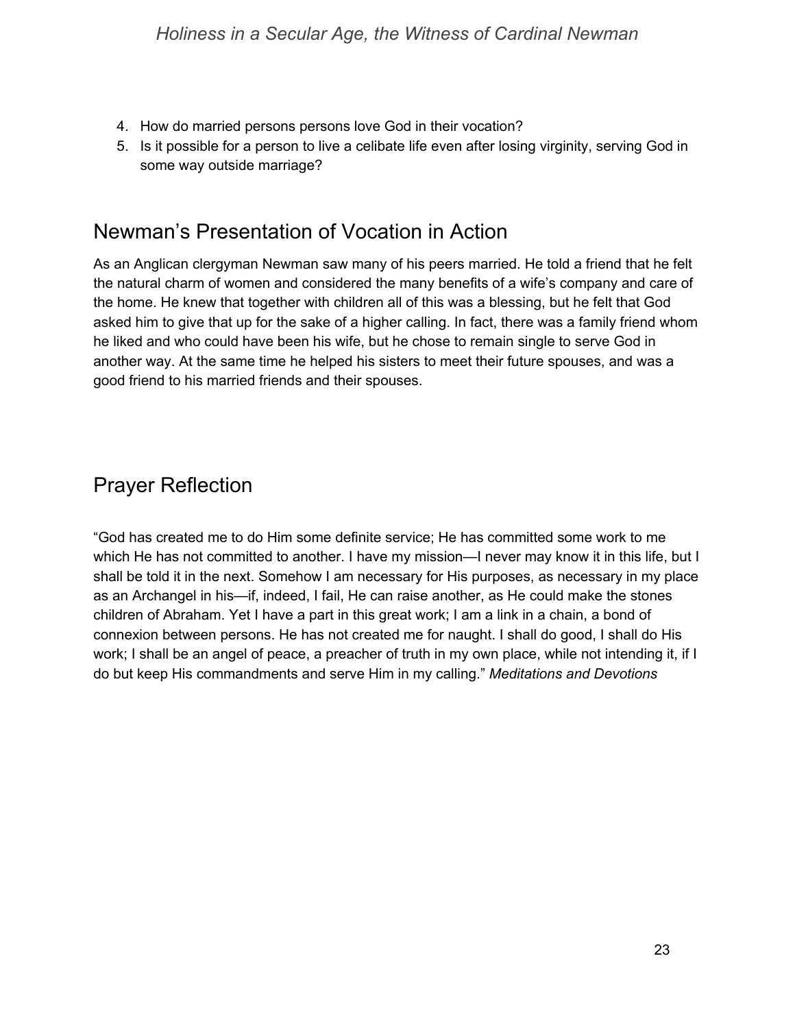4. How do married persons persons love God in their vocation?
5. Is it possible for a person to live a celibate life even after losing virginity, serving God in some way outside marriage?

## Newman's Presentation of Vocation in Action

As an Anglican clergyman Newman saw many of his peers married. He told a friend that he felt the natural charm of women and considered the many benefits of a wife's company and care of the home. He knew that together with children all of this was a blessing, but he felt that God asked him to give that up for the sake of a higher calling. In fact, there was a family friend whom he liked and who could have been his wife, but he chose to remain single to serve God in another way. At the same time he helped his sisters to meet their future spouses, and was a good friend to his married friends and their spouses.

## Prayer Reflection

"God has created me to do Him some definite service; He has committed some work to me which He has not committed to another. I have my mission—I never may know it in this life, but I shall be told it in the next. Somehow I am necessary for His purposes, as necessary in my place as an Archangel in his—if, indeed, I fail, He can raise another, as He could make the stones children of Abraham. Yet I have a part in this great work; I am a link in a chain, a bond of connexion between persons. He has not created me for naught. I shall do good, I shall do His work; I shall be an angel of peace, a preacher of truth in my own place, while not intending it, if I do but keep His commandments and serve Him in my calling." *Meditations and Devotions*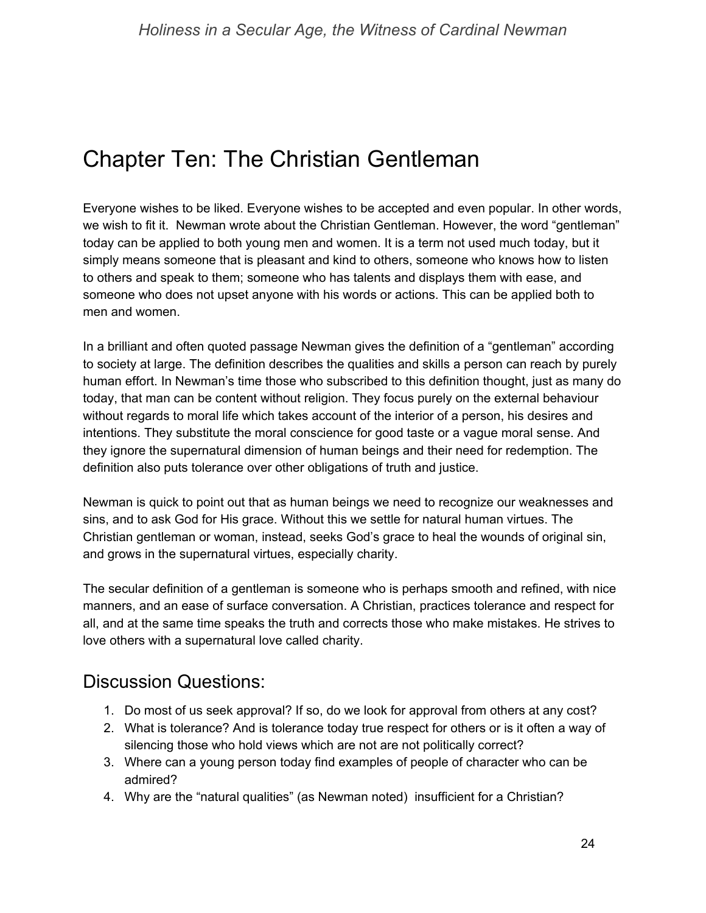# Chapter Ten: The Christian Gentleman

Everyone wishes to be liked. Everyone wishes to be accepted and even popular. In other words, we wish to fit it. Newman wrote about the Christian Gentleman. However, the word "gentleman" today can be applied to both young men and women. It is a term not used much today, but it simply means someone that is pleasant and kind to others, someone who knows how to listen to others and speak to them; someone who has talents and displays them with ease, and someone who does not upset anyone with his words or actions. This can be applied both to men and women.

In a brilliant and often quoted passage Newman gives the definition of a "gentleman" according to society at large. The definition describes the qualities and skills a person can reach by purely human effort. In Newman's time those who subscribed to this definition thought, just as many do today, that man can be content without religion. They focus purely on the external behaviour without regards to moral life which takes account of the interior of a person, his desires and intentions. They substitute the moral conscience for good taste or a vague moral sense. And they ignore the supernatural dimension of human beings and their need for redemption. The definition also puts tolerance over other obligations of truth and justice.

Newman is quick to point out that as human beings we need to recognize our weaknesses and sins, and to ask God for His grace. Without this we settle for natural human virtues. The Christian gentleman or woman, instead, seeks God's grace to heal the wounds of original sin, and grows in the supernatural virtues, especially charity.

The secular definition of a gentleman is someone who is perhaps smooth and refined, with nice manners, and an ease of surface conversation. A Christian, practices tolerance and respect for all, and at the same time speaks the truth and corrects those who make mistakes. He strives to love others with a supernatural love called charity.

## Discussion Questions:

1. Do most of us seek approval? If so, do we look for approval from others at any cost?
2. What is tolerance? And is tolerance today true respect for others or is it often a way of silencing those who hold views which are not are not politically correct?
3. Where can a young person today find examples of people of character who can be admired?
4. Why are the "natural qualities" (as Newman noted) insufficient for a Christian?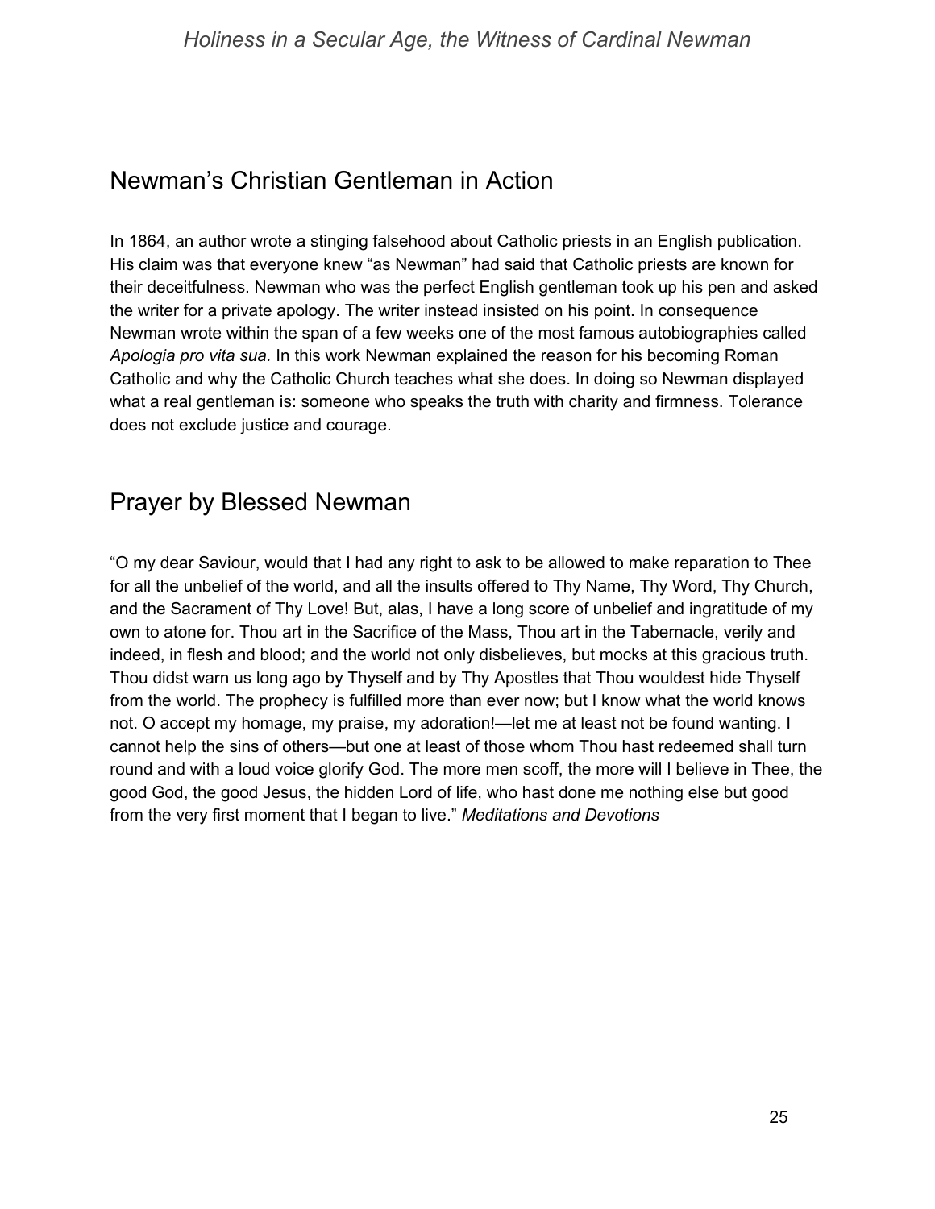## Newman's Christian Gentleman in Action

In 1864, an author wrote a stinging falsehood about Catholic priests in an English publication. His claim was that everyone knew "as Newman" had said that Catholic priests are known for their deceitfulness. Newman who was the perfect English gentleman took up his pen and asked the writer for a private apology. The writer instead insisted on his point. In consequence Newman wrote within the span of a few weeks one of the most famous autobiographies called *Apologia pro vita sua.* In this work Newman explained the reason for his becoming Roman Catholic and why the Catholic Church teaches what she does. In doing so Newman displayed what a real gentleman is: someone who speaks the truth with charity and firmness. Tolerance does not exclude justice and courage.

## Prayer by Blessed Newman

"O my dear Saviour, would that I had any right to ask to be allowed to make reparation to Thee for all the unbelief of the world, and all the insults offered to Thy Name, Thy Word, Thy Church, and the Sacrament of Thy Love! But, alas, I have a long score of unbelief and ingratitude of my own to atone for. Thou art in the Sacrifice of the Mass, Thou art in the Tabernacle, verily and indeed, in flesh and blood; and the world not only disbelieves, but mocks at this gracious truth. Thou didst warn us long ago by Thyself and by Thy Apostles that Thou wouldest hide Thyself from the world. The prophecy is fulfilled more than ever now; but I know what the world knows not. O accept my homage, my praise, my adoration!—let me at least not be found wanting. I cannot help the sins of others—but one at least of those whom Thou hast redeemed shall turn round and with a loud voice glorify God. The more men scoff, the more will I believe in Thee, the good God, the good Jesus, the hidden Lord of life, who hast done me nothing else but good from the very first moment that I began to live." *Meditations and Devotions*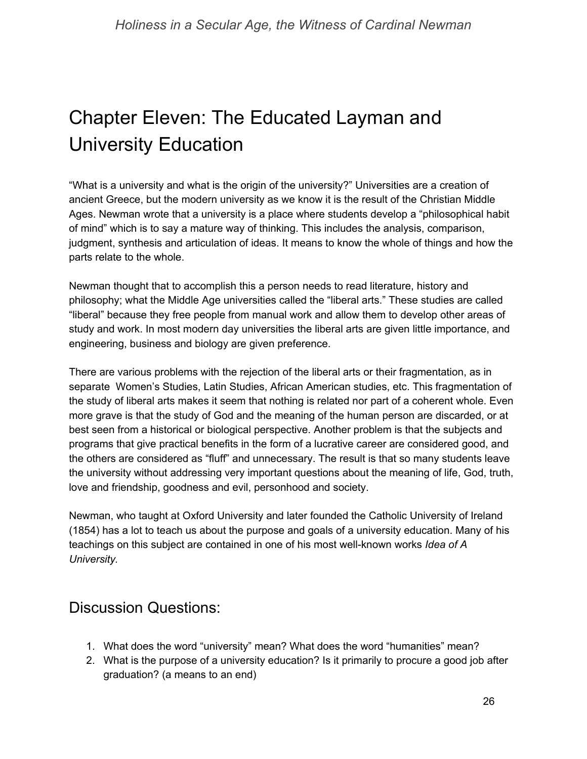# Chapter Eleven: The Educated Layman and University Education

"What is a university and what is the origin of the university?" Universities are a creation of ancient Greece, but the modern university as we know it is the result of the Christian Middle Ages. Newman wrote that a university is a place where students develop a "philosophical habit of mind" which is to say a mature way of thinking. This includes the analysis, comparison, judgment, synthesis and articulation of ideas. It means to know the whole of things and how the parts relate to the whole.

Newman thought that to accomplish this a person needs to read literature, history and philosophy; what the Middle Age universities called the "liberal arts." These studies are called "liberal" because they free people from manual work and allow them to develop other areas of study and work. In most modern day universities the liberal arts are given little importance, and engineering, business and biology are given preference.

There are various problems with the rejection of the liberal arts or their fragmentation, as in separate Women's Studies, Latin Studies, African American studies, etc. This fragmentation of the study of liberal arts makes it seem that nothing is related nor part of a coherent whole. Even more grave is that the study of God and the meaning of the human person are discarded, or at best seen from a historical or biological perspective. Another problem is that the subjects and programs that give practical benefits in the form of a lucrative career are considered good, and the others are considered as "fluff" and unnecessary. The result is that so many students leave the university without addressing very important questions about the meaning of life, God, truth, love and friendship, goodness and evil, personhood and society.

Newman, who taught at Oxford University and later founded the Catholic University of Ireland (1854) has a lot to teach us about the purpose and goals of a university education. Many of his teachings on this subject are contained in one of his most well-known works *Idea of A University.*

## Discussion Questions:

1. What does the word "university" mean? What does the word "humanities" mean?
2. What is the purpose of a university education? Is it primarily to procure a good job after graduation? (a means to an end)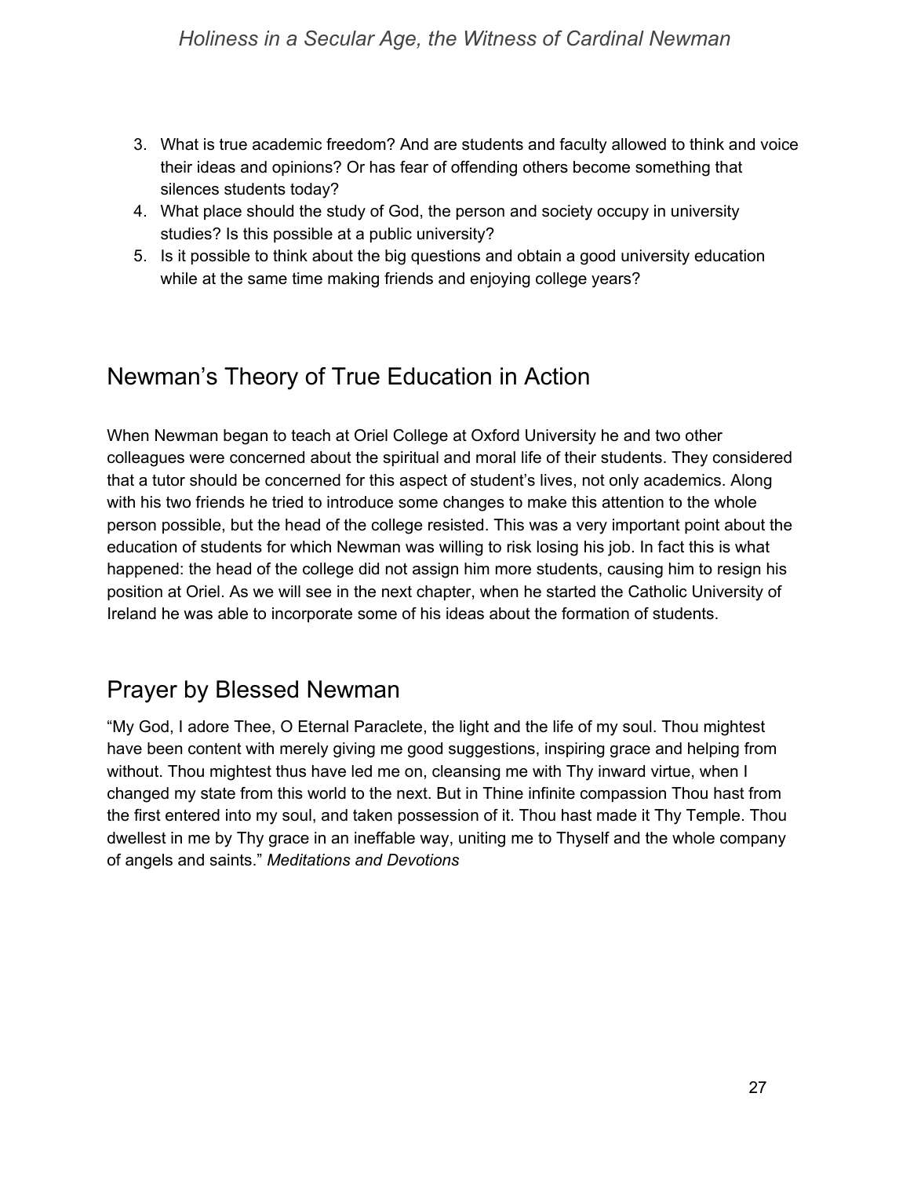3. What is true academic freedom? And are students and faculty allowed to think and voice their ideas and opinions? Or has fear of offending others become something that silences students today?
4. What place should the study of God, the person and society occupy in university studies? Is this possible at a public university?
5. Is it possible to think about the big questions and obtain a good university education while at the same time making friends and enjoying college years?

## Newman's Theory of True Education in Action

When Newman began to teach at Oriel College at Oxford University he and two other colleagues were concerned about the spiritual and moral life of their students. They considered that a tutor should be concerned for this aspect of student's lives, not only academics. Along with his two friends he tried to introduce some changes to make this attention to the whole person possible, but the head of the college resisted. This was a very important point about the education of students for which Newman was willing to risk losing his job. In fact this is what happened: the head of the college did not assign him more students, causing him to resign his position at Oriel. As we will see in the next chapter, when he started the Catholic University of Ireland he was able to incorporate some of his ideas about the formation of students.

## Prayer by Blessed Newman

"My God, I adore Thee, O Eternal Paraclete, the light and the life of my soul. Thou mightest have been content with merely giving me good suggestions, inspiring grace and helping from without. Thou mightest thus have led me on, cleansing me with Thy inward virtue, when I changed my state from this world to the next. But in Thine infinite compassion Thou hast from the first entered into my soul, and taken possession of it. Thou hast made it Thy Temple. Thou dwellest in me by Thy grace in an ineffable way, uniting me to Thyself and the whole company of angels and saints." *Meditations and Devotions*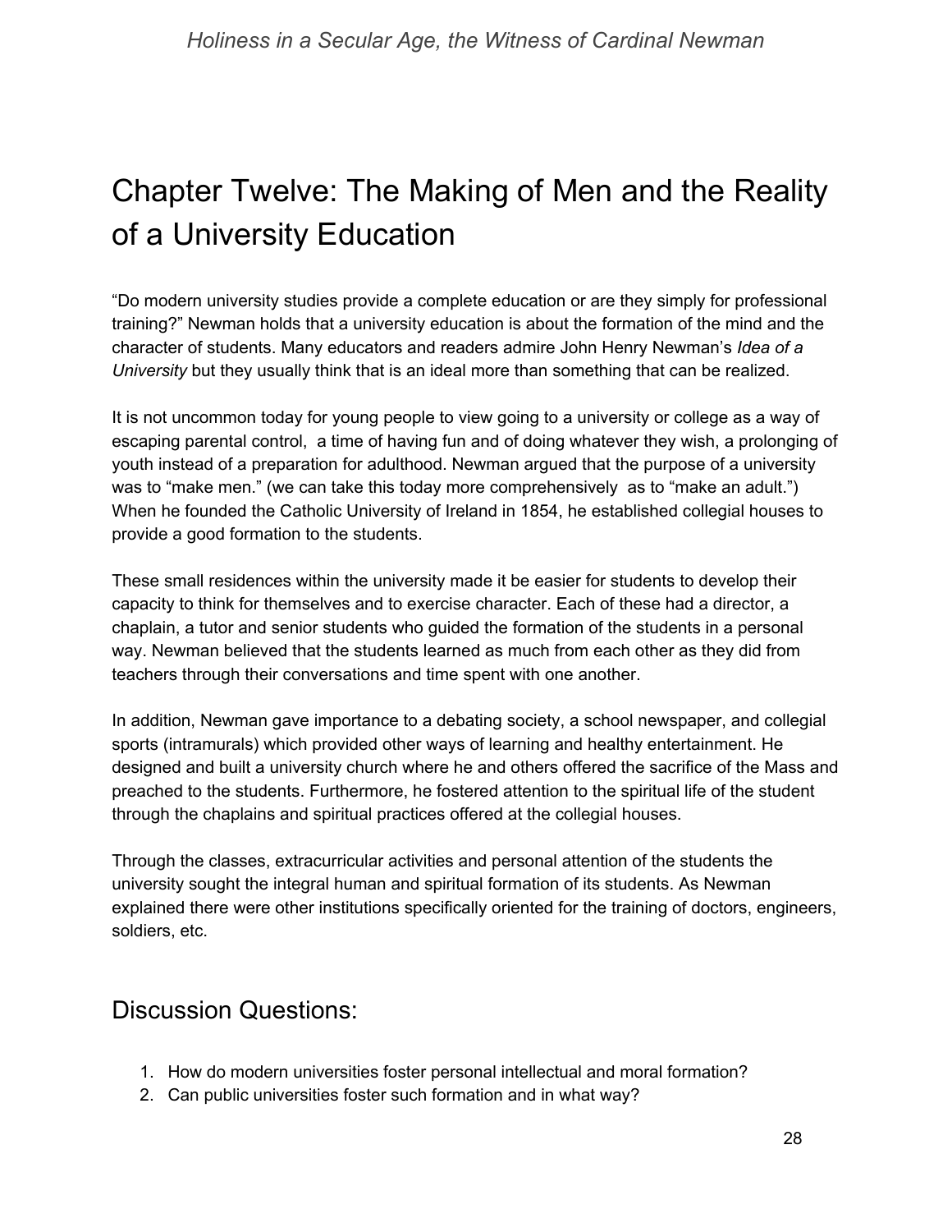# Chapter Twelve: The Making of Men and the Reality of a University Education

"Do modern university studies provide a complete education or are they simply for professional training?" Newman holds that a university education is about the formation of the mind and the character of students. Many educators and readers admire John Henry Newman's *Idea of a University* but they usually think that is an ideal more than something that can be realized.

It is not uncommon today for young people to view going to a university or college as a way of escaping parental control, a time of having fun and of doing whatever they wish, a prolonging of youth instead of a preparation for adulthood. Newman argued that the purpose of a university was to "make men." (we can take this today more comprehensively as to "make an adult.") When he founded the Catholic University of Ireland in 1854, he established collegial houses to provide a good formation to the students.

These small residences within the university made it be easier for students to develop their capacity to think for themselves and to exercise character. Each of these had a director, a chaplain, a tutor and senior students who guided the formation of the students in a personal way. Newman believed that the students learned as much from each other as they did from teachers through their conversations and time spent with one another.

In addition, Newman gave importance to a debating society, a school newspaper, and collegial sports (intramurals) which provided other ways of learning and healthy entertainment. He designed and built a university church where he and others offered the sacrifice of the Mass and preached to the students. Furthermore, he fostered attention to the spiritual life of the student through the chaplains and spiritual practices offered at the collegial houses.

Through the classes, extracurricular activities and personal attention of the students the university sought the integral human and spiritual formation of its students. As Newman explained there were other institutions specifically oriented for the training of doctors, engineers, soldiers, etc.

## Discussion Questions:

1. How do modern universities foster personal intellectual and moral formation?
2. Can public universities foster such formation and in what way?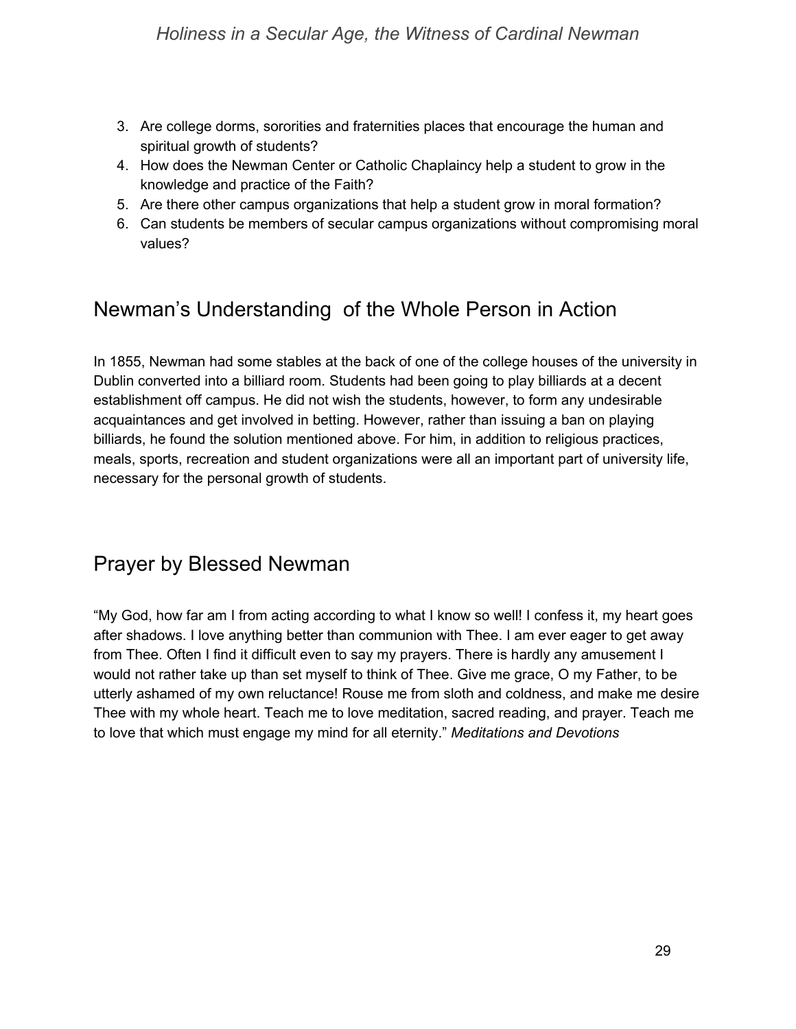3. Are college dorms, sororities and fraternities places that encourage the human and spiritual growth of students?
4. How does the Newman Center or Catholic Chaplaincy help a student to grow in the knowledge and practice of the Faith?
5. Are there other campus organizations that help a student grow in moral formation?
6. Can students be members of secular campus organizations without compromising moral values?

## Newman's Understanding of the Whole Person in Action

In 1855, Newman had some stables at the back of one of the college houses of the university in Dublin converted into a billiard room. Students had been going to play billiards at a decent establishment off campus. He did not wish the students, however, to form any undesirable acquaintances and get involved in betting. However, rather than issuing a ban on playing billiards, he found the solution mentioned above. For him, in addition to religious practices, meals, sports, recreation and student organizations were all an important part of university life, necessary for the personal growth of students.

## Prayer by Blessed Newman

"My God, how far am I from acting according to what I know so well! I confess it, my heart goes after shadows. I love anything better than communion with Thee. I am ever eager to get away from Thee. Often I find it difficult even to say my prayers. There is hardly any amusement I would not rather take up than set myself to think of Thee. Give me grace, O my Father, to be utterly ashamed of my own reluctance! Rouse me from sloth and coldness, and make me desire Thee with my whole heart. Teach me to love meditation, sacred reading, and prayer. Teach me to love that which must engage my mind for all eternity." *Meditations and Devotions*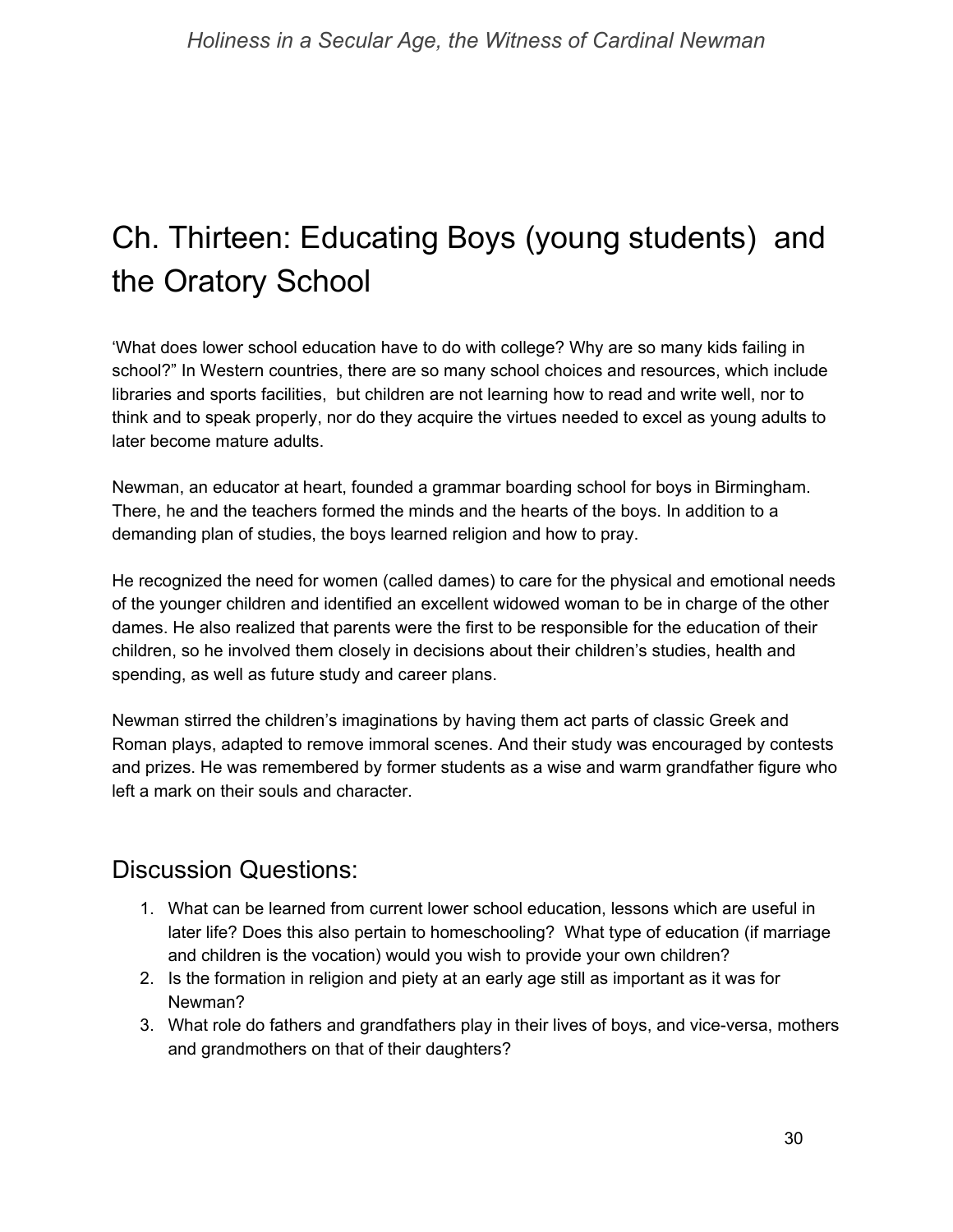# Ch. Thirteen: Educating Boys (young students)  and the Oratory School

‘What does lower school education have to do with college? Why are so many kids failing in school?” In Western countries, there are so many school choices and resources, which include libraries and sports facilities,  but children are not learning how to read and write well, nor to think and to speak properly, nor do they acquire the virtues needed to excel as young adults to later become mature adults.

Newman, an educator at heart, founded a grammar boarding school for boys in Birmingham. There, he and the teachers formed the minds and the hearts of the boys. In addition to a demanding plan of studies, the boys learned religion and how to pray.

He recognized the need for women (called dames) to care for the physical and emotional needs of the younger children and identified an excellent widowed woman to be in charge of the other dames. He also realized that parents were the first to be responsible for the education of their children, so he involved them closely in decisions about their children’s studies, health and spending, as well as future study and career plans.

Newman stirred the children’s imaginations by having them act parts of classic Greek and Roman plays, adapted to remove immoral scenes. And their study was encouraged by contests and prizes. He was remembered by former students as a wise and warm grandfather figure who left a mark on their souls and character.

## Discussion Questions:

1. What can be learned from current lower school education, lessons which are useful in later life? Does this also pertain to homeschooling?  What type of education (if marriage and children is the vocation) would you wish to provide your own children?
2. Is the formation in religion and piety at an early age still as important as it was for Newman?
3. What role do fathers and grandfathers play in their lives of boys, and vice-versa, mothers and grandmothers on that of their daughters?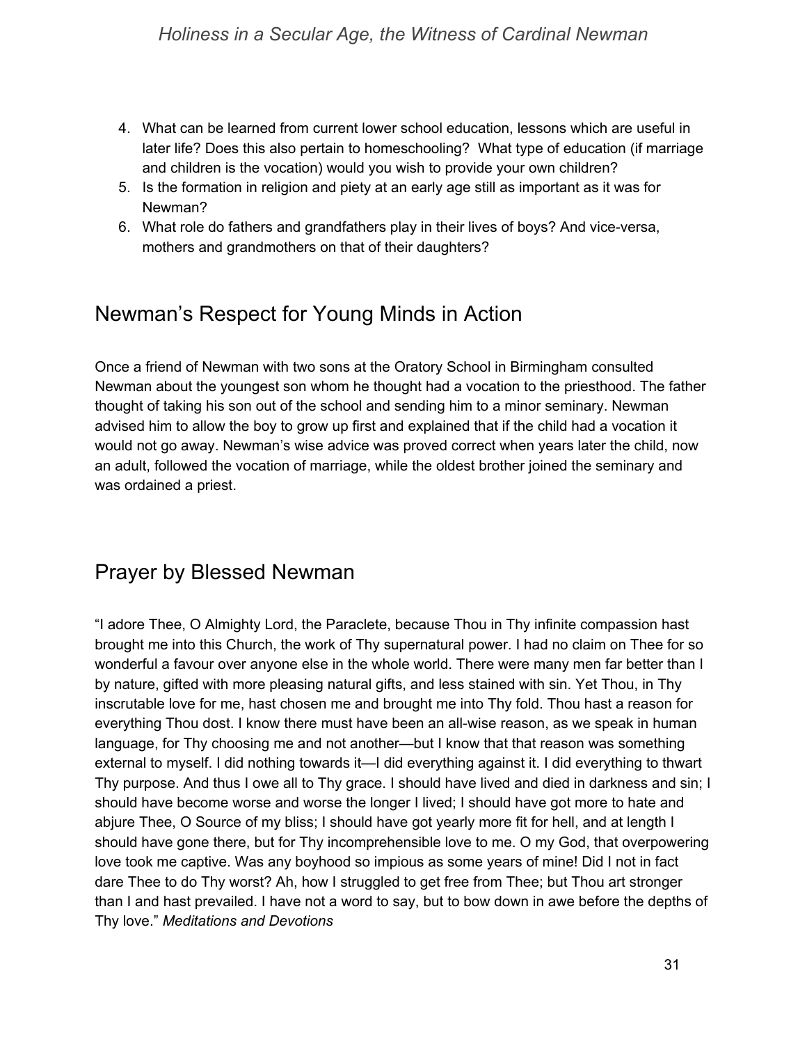4. What can be learned from current lower school education, lessons which are useful in later life? Does this also pertain to homeschooling? What type of education (if marriage and children is the vocation) would you wish to provide your own children?
5. Is the formation in religion and piety at an early age still as important as it was for Newman?
6. What role do fathers and grandfathers play in their lives of boys? And vice-versa, mothers and grandmothers on that of their daughters?

## Newman's Respect for Young Minds in Action

Once a friend of Newman with two sons at the Oratory School in Birmingham consulted Newman about the youngest son whom he thought had a vocation to the priesthood. The father thought of taking his son out of the school and sending him to a minor seminary. Newman advised him to allow the boy to grow up first and explained that if the child had a vocation it would not go away. Newman's wise advice was proved correct when years later the child, now an adult, followed the vocation of marriage, while the oldest brother joined the seminary and was ordained a priest.

## Prayer by Blessed Newman

"I adore Thee, O Almighty Lord, the Paraclete, because Thou in Thy infinite compassion hast brought me into this Church, the work of Thy supernatural power. I had no claim on Thee for so wonderful a favour over anyone else in the whole world. There were many men far better than I by nature, gifted with more pleasing natural gifts, and less stained with sin. Yet Thou, in Thy inscrutable love for me, hast chosen me and brought me into Thy fold. Thou hast a reason for everything Thou dost. I know there must have been an all-wise reason, as we speak in human language, for Thy choosing me and not another—but I know that that reason was something external to myself. I did nothing towards it—I did everything against it. I did everything to thwart Thy purpose. And thus I owe all to Thy grace. I should have lived and died in darkness and sin; I should have become worse and worse the longer I lived; I should have got more to hate and abjure Thee, O Source of my bliss; I should have got yearly more fit for hell, and at length I should have gone there, but for Thy incomprehensible love to me. O my God, that overpowering love took me captive. Was any boyhood so impious as some years of mine! Did I not in fact dare Thee to do Thy worst? Ah, how I struggled to get free from Thee; but Thou art stronger than I and hast prevailed. I have not a word to say, but to bow down in awe before the depths of Thy love." *Meditations and Devotions*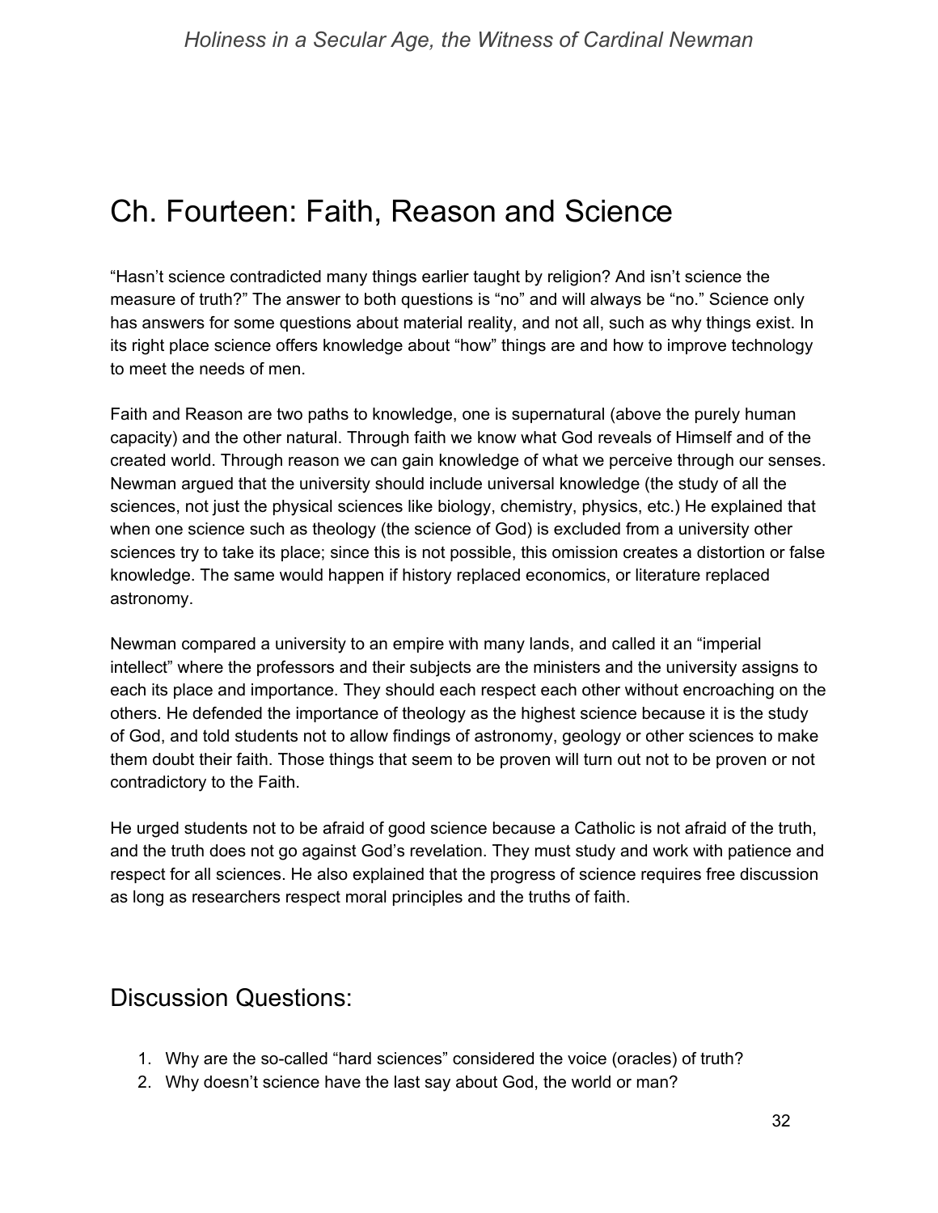# Ch. Fourteen: Faith, Reason and Science

"Hasn't science contradicted many things earlier taught by religion? And isn't science the measure of truth?" The answer to both questions is "no" and will always be "no." Science only has answers for some questions about material reality, and not all, such as why things exist. In its right place science offers knowledge about "how" things are and how to improve technology to meet the needs of men.

Faith and Reason are two paths to knowledge, one is supernatural (above the purely human capacity) and the other natural. Through faith we know what God reveals of Himself and of the created world. Through reason we can gain knowledge of what we perceive through our senses. Newman argued that the university should include universal knowledge (the study of all the sciences, not just the physical sciences like biology, chemistry, physics, etc.) He explained that when one science such as theology (the science of God) is excluded from a university other sciences try to take its place; since this is not possible, this omission creates a distortion or false knowledge. The same would happen if history replaced economics, or literature replaced astronomy.

Newman compared a university to an empire with many lands, and called it an "imperial intellect" where the professors and their subjects are the ministers and the university assigns to each its place and importance. They should each respect each other without encroaching on the others. He defended the importance of theology as the highest science because it is the study of God, and told students not to allow findings of astronomy, geology or other sciences to make them doubt their faith. Those things that seem to be proven will turn out not to be proven or not contradictory to the Faith.

He urged students not to be afraid of good science because a Catholic is not afraid of the truth, and the truth does not go against God's revelation. They must study and work with patience and respect for all sciences. He also explained that the progress of science requires free discussion as long as researchers respect moral principles and the truths of faith.

## Discussion Questions:

1. Why are the so-called "hard sciences" considered the voice (oracles) of truth?
2. Why doesn't science have the last say about God, the world or man?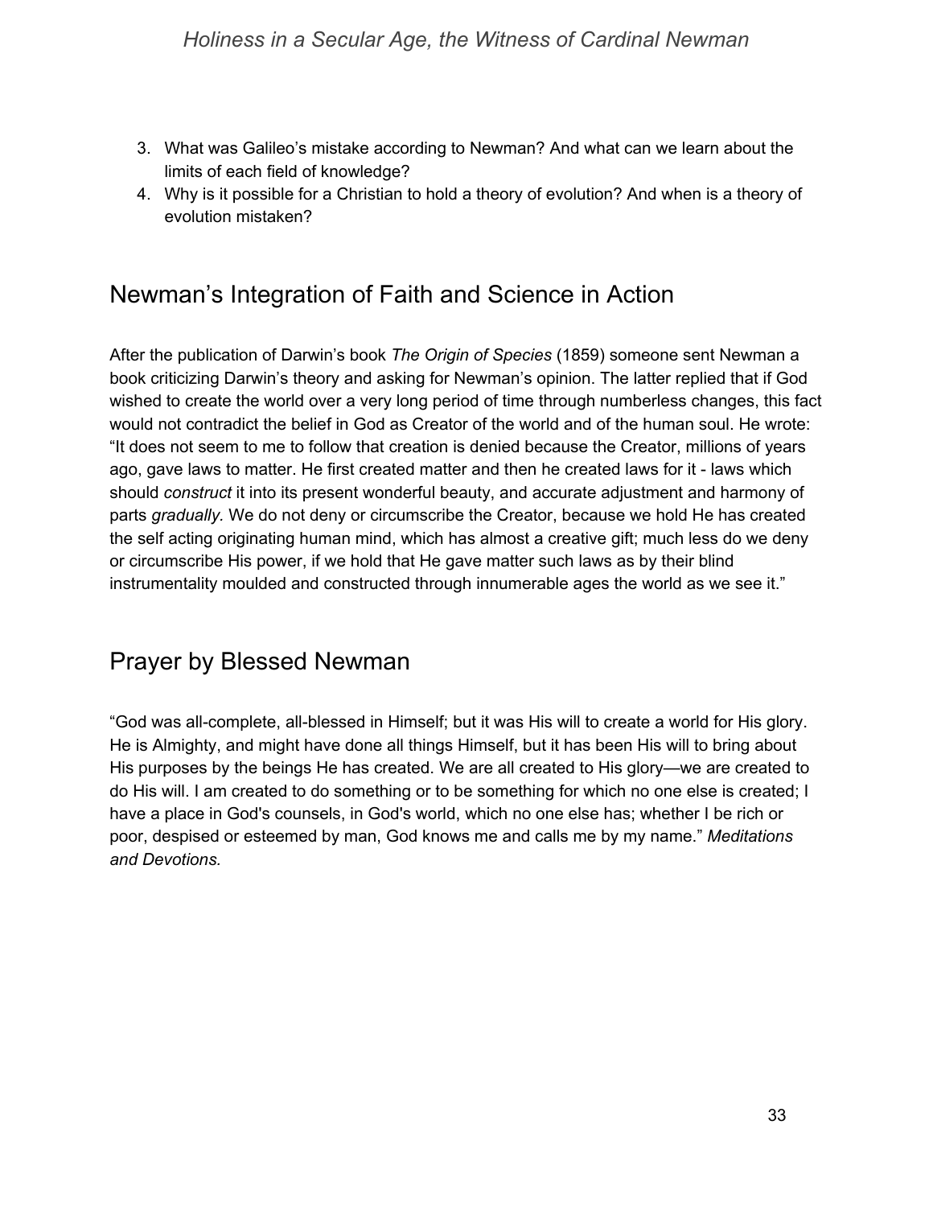3. What was Galileo's mistake according to Newman? And what can we learn about the limits of each field of knowledge?
4. Why is it possible for a Christian to hold a theory of evolution? And when is a theory of evolution mistaken?

## Newman's Integration of Faith and Science in Action

After the publication of Darwin's book *The Origin of Species* (1859) someone sent Newman a book criticizing Darwin's theory and asking for Newman's opinion. The latter replied that if God wished to create the world over a very long period of time through numberless changes, this fact would not contradict the belief in God as Creator of the world and of the human soul. He wrote: "It does not seem to me to follow that creation is denied because the Creator, millions of years ago, gave laws to matter. He first created matter and then he created laws for it - laws which should *construct* it into its present wonderful beauty, and accurate adjustment and harmony of parts *gradually.* We do not deny or circumscribe the Creator, because we hold He has created the self acting originating human mind, which has almost a creative gift; much less do we deny or circumscribe His power, if we hold that He gave matter such laws as by their blind instrumentality moulded and constructed through innumerable ages the world as we see it."

## Prayer by Blessed Newman

"God was all-complete, all-blessed in Himself; but it was His will to create a world for His glory. He is Almighty, and might have done all things Himself, but it has been His will to bring about His purposes by the beings He has created. We are all created to His glory—we are created to do His will. I am created to do something or to be something for which no one else is created; I have a place in God's counsels, in God's world, which no one else has; whether I be rich or poor, despised or esteemed by man, God knows me and calls me by my name." *Meditations and Devotions.*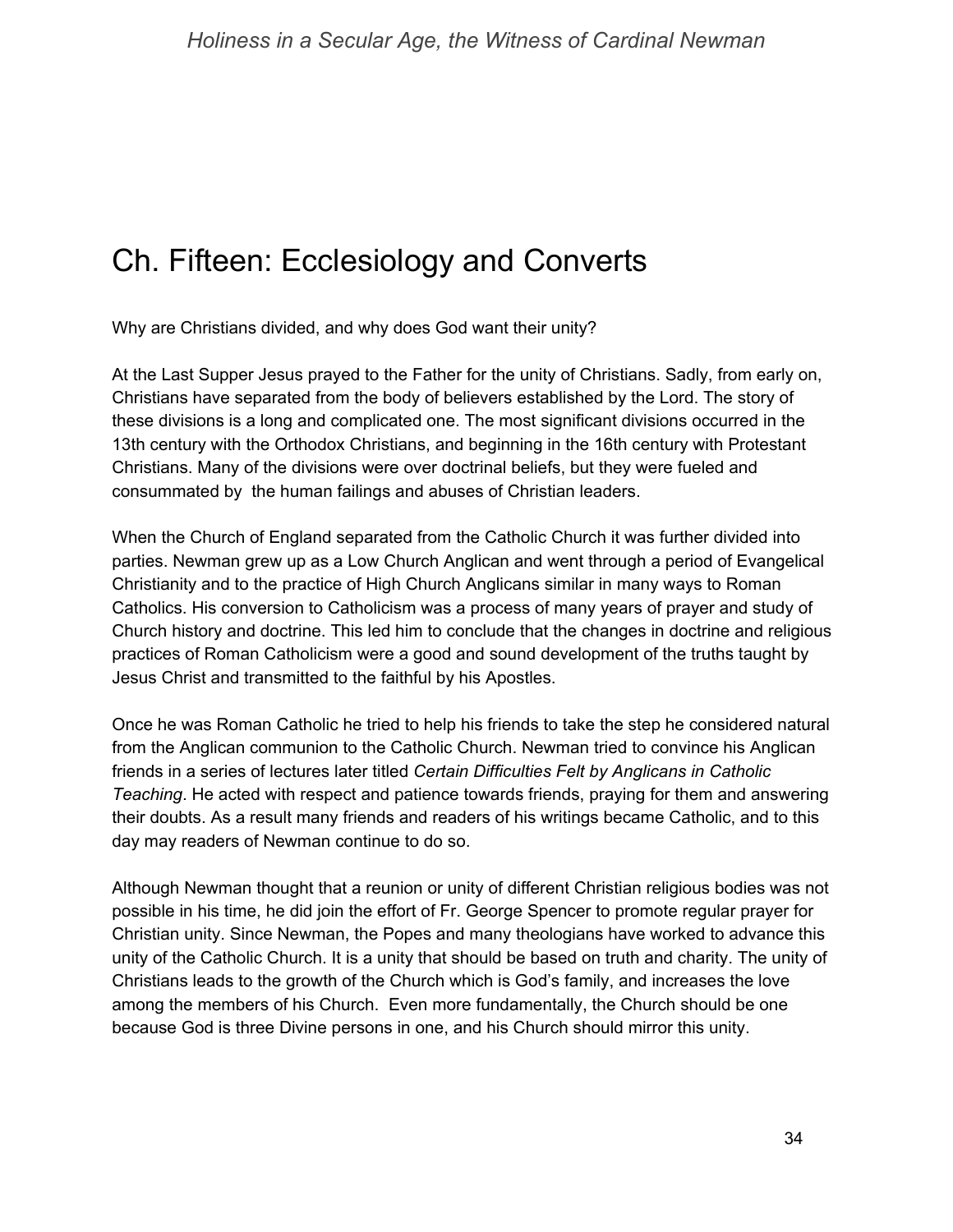# Ch. Fifteen: Ecclesiology and Converts

Why are Christians divided, and why does God want their unity?

At the Last Supper Jesus prayed to the Father for the unity of Christians. Sadly, from early on, Christians have separated from the body of believers established by the Lord. The story of these divisions is a long and complicated one. The most significant divisions occurred in the 13th century with the Orthodox Christians, and beginning in the 16th century with Protestant Christians. Many of the divisions were over doctrinal beliefs, but they were fueled and consummated by the human failings and abuses of Christian leaders.

When the Church of England separated from the Catholic Church it was further divided into parties. Newman grew up as a Low Church Anglican and went through a period of Evangelical Christianity and to the practice of High Church Anglicans similar in many ways to Roman Catholics. His conversion to Catholicism was a process of many years of prayer and study of Church history and doctrine. This led him to conclude that the changes in doctrine and religious practices of Roman Catholicism were a good and sound development of the truths taught by Jesus Christ and transmitted to the faithful by his Apostles.

Once he was Roman Catholic he tried to help his friends to take the step he considered natural from the Anglican communion to the Catholic Church. Newman tried to convince his Anglican friends in a series of lectures later titled *Certain Difficulties Felt by Anglicans in Catholic Teaching*. He acted with respect and patience towards friends, praying for them and answering their doubts. As a result many friends and readers of his writings became Catholic, and to this day may readers of Newman continue to do so.

Although Newman thought that a reunion or unity of different Christian religious bodies was not possible in his time, he did join the effort of Fr. George Spencer to promote regular prayer for Christian unity. Since Newman, the Popes and many theologians have worked to advance this unity of the Catholic Church. It is a unity that should be based on truth and charity. The unity of Christians leads to the growth of the Church which is God's family, and increases the love among the members of his Church. Even more fundamentally, the Church should be one because God is three Divine persons in one, and his Church should mirror this unity.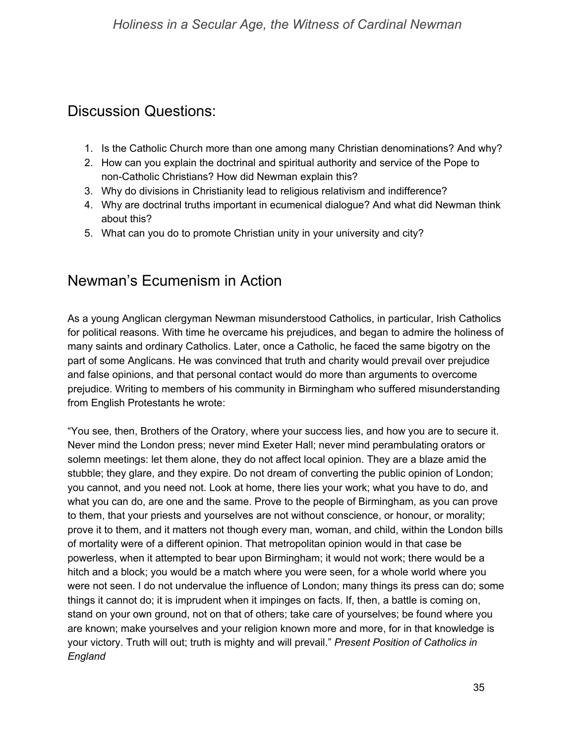## Discussion Questions:

1. Is the Catholic Church more than one among many Christian denominations? And why?
2. How can you explain the doctrinal and spiritual authority and service of the Pope to non-Catholic Christians? How did Newman explain this?
3. Why do divisions in Christianity lead to religious relativism and indifference?
4. Why are doctrinal truths important in ecumenical dialogue? And what did Newman think about this?
5. What can you do to promote Christian unity in your university and city?

## Newman's Ecumenism in Action

As a young Anglican clergyman Newman misunderstood Catholics, in particular, Irish Catholics for political reasons. With time he overcame his prejudices, and began to admire the holiness of many saints and ordinary Catholics. Later, once a Catholic, he faced the same bigotry on the part of some Anglicans. He was convinced that truth and charity would prevail over prejudice and false opinions, and that personal contact would do more than arguments to overcome prejudice. Writing to members of his community in Birmingham who suffered misunderstanding from English Protestants he wrote:

"You see, then, Brothers of the Oratory, where your success lies, and how you are to secure it. Never mind the London press; never mind Exeter Hall; never mind perambulating orators or solemn meetings: let them alone, they do not affect local opinion. They are a blaze amid the stubble; they glare, and they expire. Do not dream of converting the public opinion of London; you cannot, and you need not. Look at home, there lies your work; what you have to do, and what you can do, are one and the same. Prove to the people of Birmingham, as you can prove to them, that your priests and yourselves are not without conscience, or honour, or morality; prove it to them, and it matters not though every man, woman, and child, within the London bills of mortality were of a different opinion. That metropolitan opinion would in that case be powerless, when it attempted to bear upon Birmingham; it would not work; there would be a hitch and a block; you would be a match where you were seen, for a whole world where you were not seen. I do not undervalue the influence of London; many things its press can do; some things it cannot do; it is imprudent when it impinges on facts. If, then, a battle is coming on, stand on your own ground, not on that of others; take care of yourselves; be found where you are known; make yourselves and your religion known more and more, for in that knowledge is your victory. Truth will out; truth is mighty and will prevail." *Present Position of Catholics in England*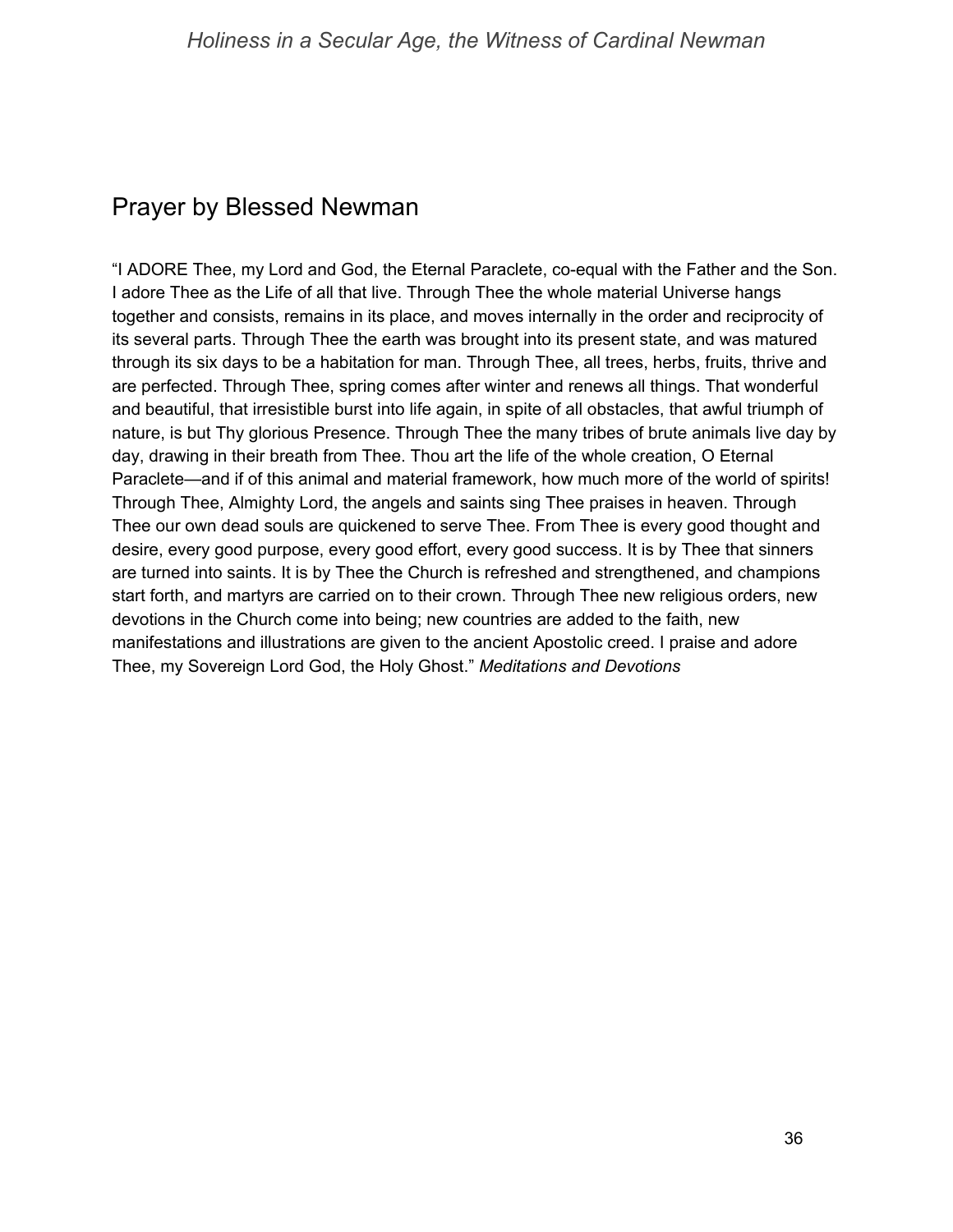## Prayer by Blessed Newman

"I ADORE Thee, my Lord and God, the Eternal Paraclete, co-equal with the Father and the Son. I adore Thee as the Life of all that live. Through Thee the whole material Universe hangs together and consists, remains in its place, and moves internally in the order and reciprocity of its several parts. Through Thee the earth was brought into its present state, and was matured through its six days to be a habitation for man. Through Thee, all trees, herbs, fruits, thrive and are perfected. Through Thee, spring comes after winter and renews all things. That wonderful and beautiful, that irresistible burst into life again, in spite of all obstacles, that awful triumph of nature, is but Thy glorious Presence. Through Thee the many tribes of brute animals live day by day, drawing in their breath from Thee. Thou art the life of the whole creation, O Eternal Paraclete—and if of this animal and material framework, how much more of the world of spirits! Through Thee, Almighty Lord, the angels and saints sing Thee praises in heaven. Through Thee our own dead souls are quickened to serve Thee. From Thee is every good thought and desire, every good purpose, every good effort, every good success. It is by Thee that sinners are turned into saints. It is by Thee the Church is refreshed and strengthened, and champions start forth, and martyrs are carried on to their crown. Through Thee new religious orders, new devotions in the Church come into being; new countries are added to the faith, new manifestations and illustrations are given to the ancient Apostolic creed. I praise and adore Thee, my Sovereign Lord God, the Holy Ghost." *Meditations and Devotions*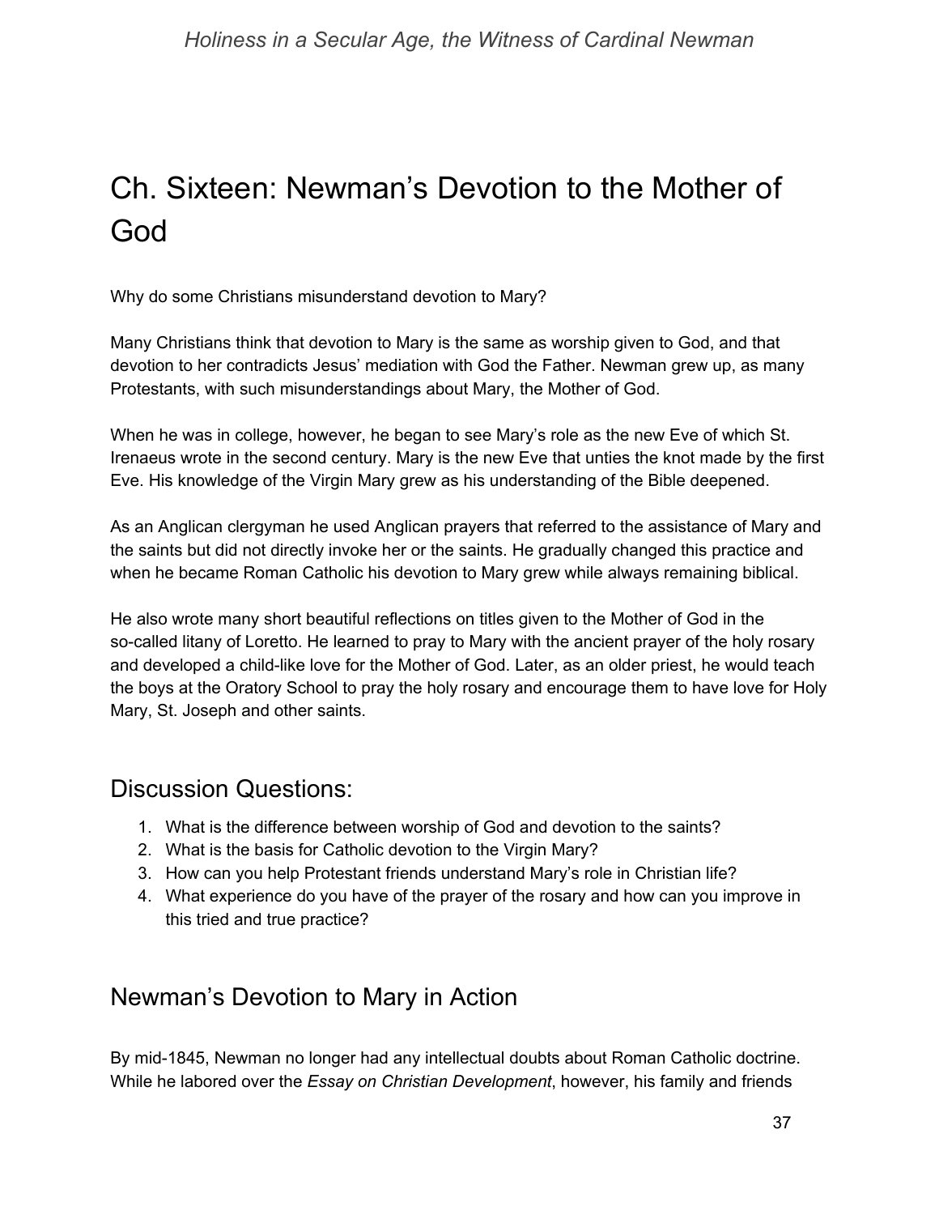# Ch. Sixteen: Newman's Devotion to the Mother of God

Why do some Christians misunderstand devotion to Mary?

Many Christians think that devotion to Mary is the same as worship given to God, and that devotion to her contradicts Jesus' mediation with God the Father. Newman grew up, as many Protestants, with such misunderstandings about Mary, the Mother of God.

When he was in college, however, he began to see Mary's role as the new Eve of which St. Irenaeus wrote in the second century. Mary is the new Eve that unties the knot made by the first Eve. His knowledge of the Virgin Mary grew as his understanding of the Bible deepened.

As an Anglican clergyman he used Anglican prayers that referred to the assistance of Mary and the saints but did not directly invoke her or the saints. He gradually changed this practice and when he became Roman Catholic his devotion to Mary grew while always remaining biblical.

He also wrote many short beautiful reflections on titles given to the Mother of God in the so-called litany of Loretto. He learned to pray to Mary with the ancient prayer of the holy rosary and developed a child-like love for the Mother of God. Later, as an older priest, he would teach the boys at the Oratory School to pray the holy rosary and encourage them to have love for Holy Mary, St. Joseph and other saints.

## Discussion Questions:

1. What is the difference between worship of God and devotion to the saints?
2. What is the basis for Catholic devotion to the Virgin Mary?
3. How can you help Protestant friends understand Mary's role in Christian life?
4. What experience do you have of the prayer of the rosary and how can you improve in this tried and true practice?

## Newman's Devotion to Mary in Action

By mid-1845, Newman no longer had any intellectual doubts about Roman Catholic doctrine. While he labored over the *Essay on Christian Development*, however, his family and friends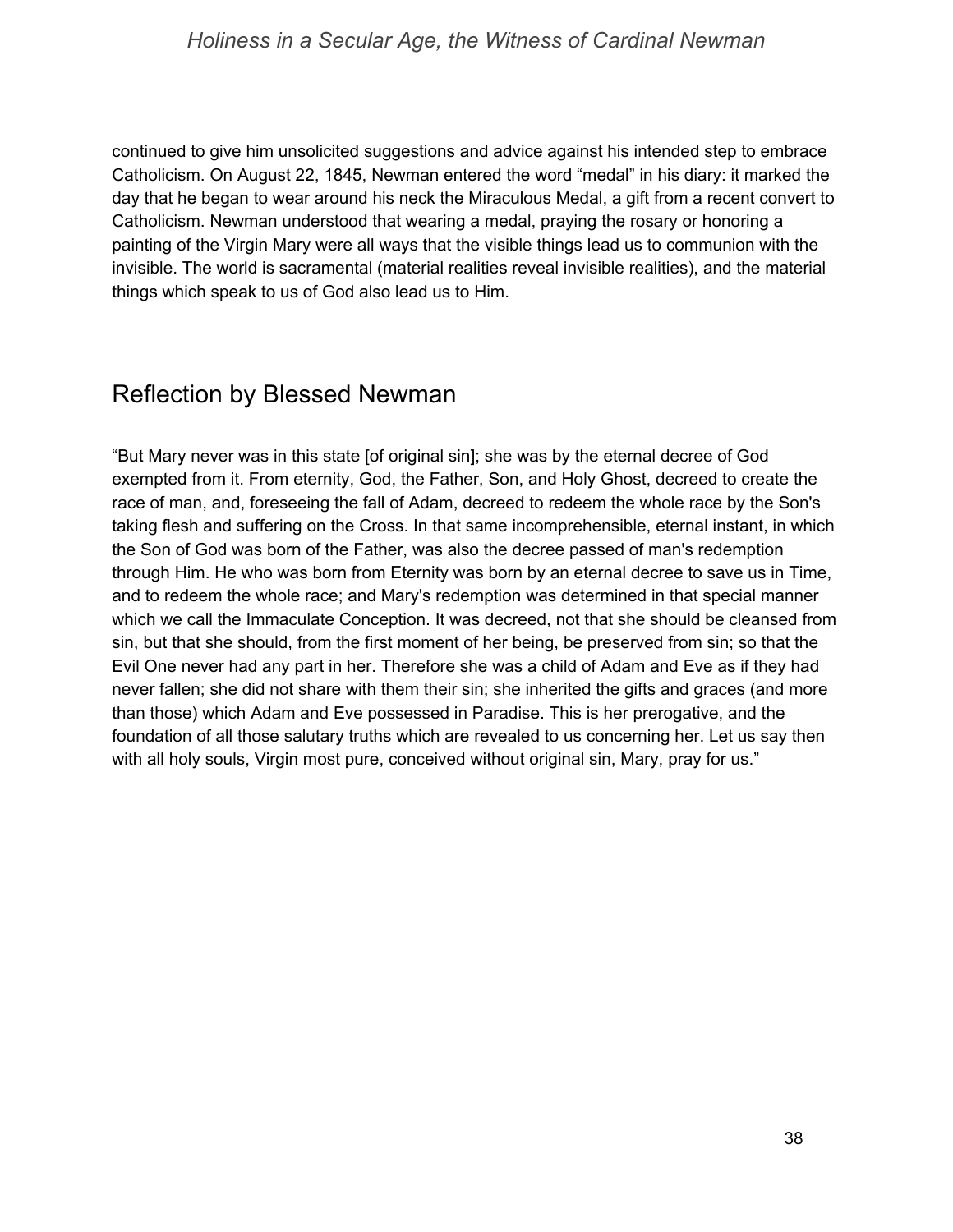continued to give him unsolicited suggestions and advice against his intended step to embrace Catholicism. On August 22, 1845, Newman entered the word "medal" in his diary: it marked the day that he began to wear around his neck the Miraculous Medal, a gift from a recent convert to Catholicism. Newman understood that wearing a medal, praying the rosary or honoring a painting of the Virgin Mary were all ways that the visible things lead us to communion with the invisible. The world is sacramental (material realities reveal invisible realities), and the material things which speak to us of God also lead us to Him.

## Reflection by Blessed Newman

"But Mary never was in this state [of original sin]; she was by the eternal decree of God exempted from it. From eternity, God, the Father, Son, and Holy Ghost, decreed to create the race of man, and, foreseeing the fall of Adam, decreed to redeem the whole race by the Son's taking flesh and suffering on the Cross. In that same incomprehensible, eternal instant, in which the Son of God was born of the Father, was also the decree passed of man's redemption through Him. He who was born from Eternity was born by an eternal decree to save us in Time, and to redeem the whole race; and Mary's redemption was determined in that special manner which we call the Immaculate Conception. It was decreed, not that she should be cleansed from sin, but that she should, from the first moment of her being, be preserved from sin; so that the Evil One never had any part in her. Therefore she was a child of Adam and Eve as if they had never fallen; she did not share with them their sin; she inherited the gifts and graces (and more than those) which Adam and Eve possessed in Paradise. This is her prerogative, and the foundation of all those salutary truths which are revealed to us concerning her. Let us say then with all holy souls, Virgin most pure, conceived without original sin, Mary, pray for us."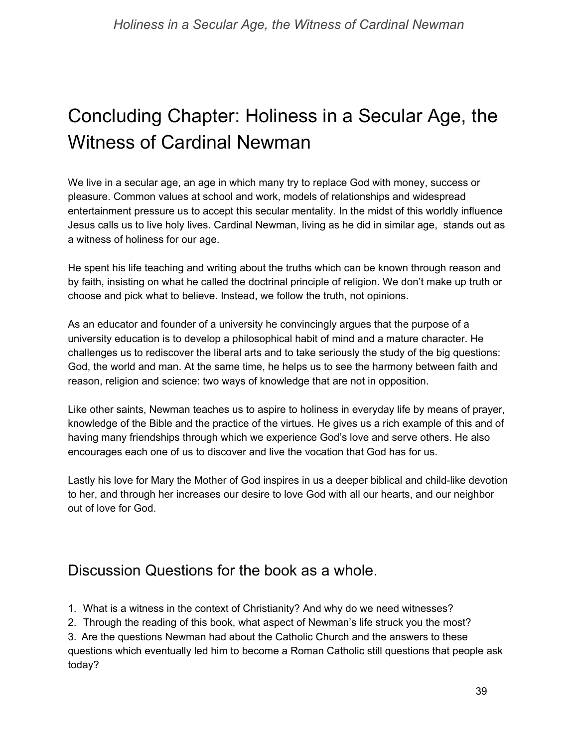# Concluding Chapter: Holiness in a Secular Age, the Witness of Cardinal Newman

We live in a secular age, an age in which many try to replace God with money, success or pleasure. Common values at school and work, models of relationships and widespread entertainment pressure us to accept this secular mentality. In the midst of this worldly influence Jesus calls us to live holy lives. Cardinal Newman, living as he did in similar age, stands out as a witness of holiness for our age.

He spent his life teaching and writing about the truths which can be known through reason and by faith, insisting on what he called the doctrinal principle of religion. We don't make up truth or choose and pick what to believe. Instead, we follow the truth, not opinions.

As an educator and founder of a university he convincingly argues that the purpose of a university education is to develop a philosophical habit of mind and a mature character. He challenges us to rediscover the liberal arts and to take seriously the study of the big questions: God, the world and man. At the same time, he helps us to see the harmony between faith and reason, religion and science: two ways of knowledge that are not in opposition.

Like other saints, Newman teaches us to aspire to holiness in everyday life by means of prayer, knowledge of the Bible and the practice of the virtues. He gives us a rich example of this and of having many friendships through which we experience God's love and serve others. He also encourages each one of us to discover and live the vocation that God has for us.

Lastly his love for Mary the Mother of God inspires in us a deeper biblical and child-like devotion to her, and through her increases our desire to love God with all our hearts, and our neighbor out of love for God.

## Discussion Questions for the book as a whole.

1. What is a witness in the context of Christianity? And why do we need witnesses?
2. Through the reading of this book, what aspect of Newman's life struck you the most?
3. Are the questions Newman had about the Catholic Church and the answers to these questions which eventually led him to become a Roman Catholic still questions that people ask today?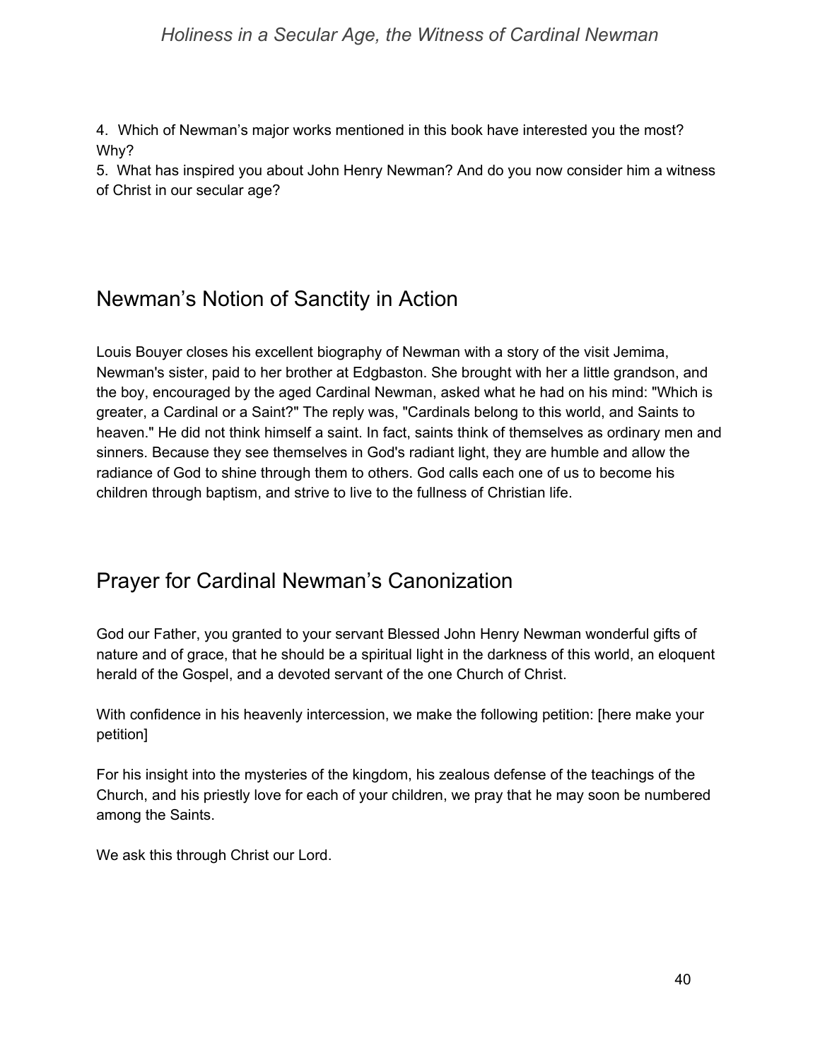4. Which of Newman's major works mentioned in this book have interested you the most? Why?
5. What has inspired you about John Henry Newman? And do you now consider him a witness of Christ in our secular age?

## Newman's Notion of Sanctity in Action

Louis Bouyer closes his excellent biography of Newman with a story of the visit Jemima, Newman's sister, paid to her brother at Edgbaston. She brought with her a little grandson, and the boy, encouraged by the aged Cardinal Newman, asked what he had on his mind: "Which is greater, a Cardinal or a Saint?" The reply was, "Cardinals belong to this world, and Saints to heaven." He did not think himself a saint. In fact, saints think of themselves as ordinary men and sinners. Because they see themselves in God's radiant light, they are humble and allow the radiance of God to shine through them to others. God calls each one of us to become his children through baptism, and strive to live to the fullness of Christian life.

## Prayer for Cardinal Newman's Canonization

God our Father, you granted to your servant Blessed John Henry Newman wonderful gifts of nature and of grace, that he should be a spiritual light in the darkness of this world, an eloquent herald of the Gospel, and a devoted servant of the one Church of Christ.

With confidence in his heavenly intercession, we make the following petition: [here make your petition]

For his insight into the mysteries of the kingdom, his zealous defense of the teachings of the Church, and his priestly love for each of your children, we pray that he may soon be numbered among the Saints.

We ask this through Christ our Lord.